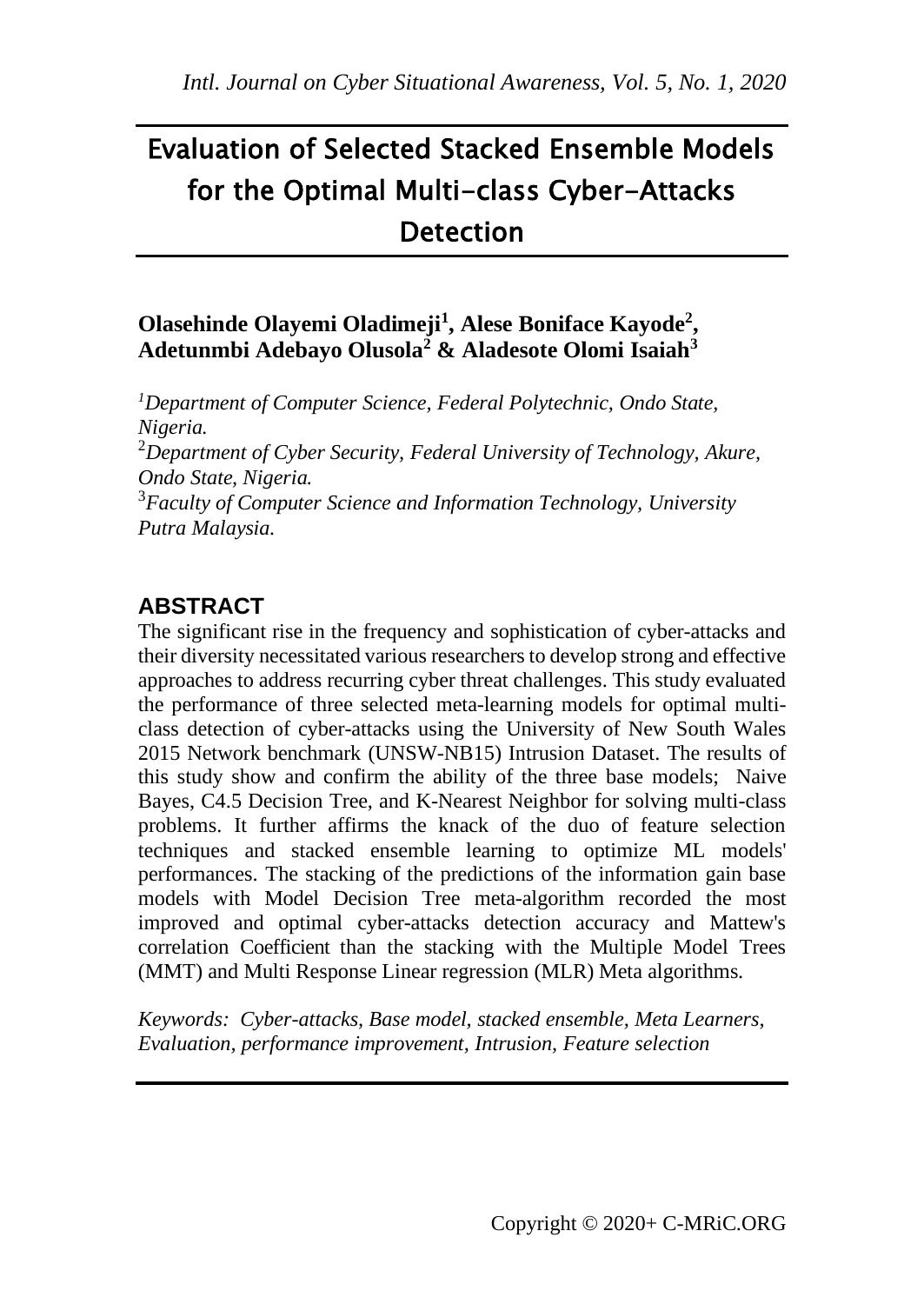# Evaluation of Selected Stacked Ensemble Models for the Optimal Multi-class Cyber-Attacks Detection

**Olasehinde Olayemi Oladimeji[1], Alese Boniface Kayode[2], Adetunmbi Adebayo Olusola[2] & Aladesote Olomi Isaiah[3]**

[1] *Department of Computer Science, Federal Polytechnic, Ondo State, Nigeria.*
[2] *Department of Cyber Security, Federal University of Technology, Akure, Ondo State, Nigeria.*
[3] *Faculty of Computer Science and Information Technology, University Putra Malaysia.*

## ABSTRACT

The significant rise in the frequency and sophistication of cyber-attacks and their diversity necessitated various researchers to develop strong and effective approaches to address recurring cyber threat challenges. This study evaluated the performance of three selected meta-learning models for optimal multi-class detection of cyber-attacks using the University of New South Wales 2015 Network benchmark (UNSW-NB15) Intrusion Dataset. The results of this study show and confirm the ability of the three base models; Naive Bayes, C4.5 Decision Tree, and K-Nearest Neighbor for solving multi-class problems. It further affirms the knack of the duo of feature selection techniques and stacked ensemble learning to optimize ML models' performances. The stacking of the predictions of the information gain base models with Model Decision Tree meta-algorithm recorded the most improved and optimal cyber-attacks detection accuracy and Mattew's correlation Coefficient than the stacking with the Multiple Model Trees (MMT) and Multi Response Linear regression (MLR) Meta algorithms.

*Keywords: Cyber-attacks, Base model, stacked ensemble, Meta Learners, Evaluation, performance improvement, Intrusion, Feature selection*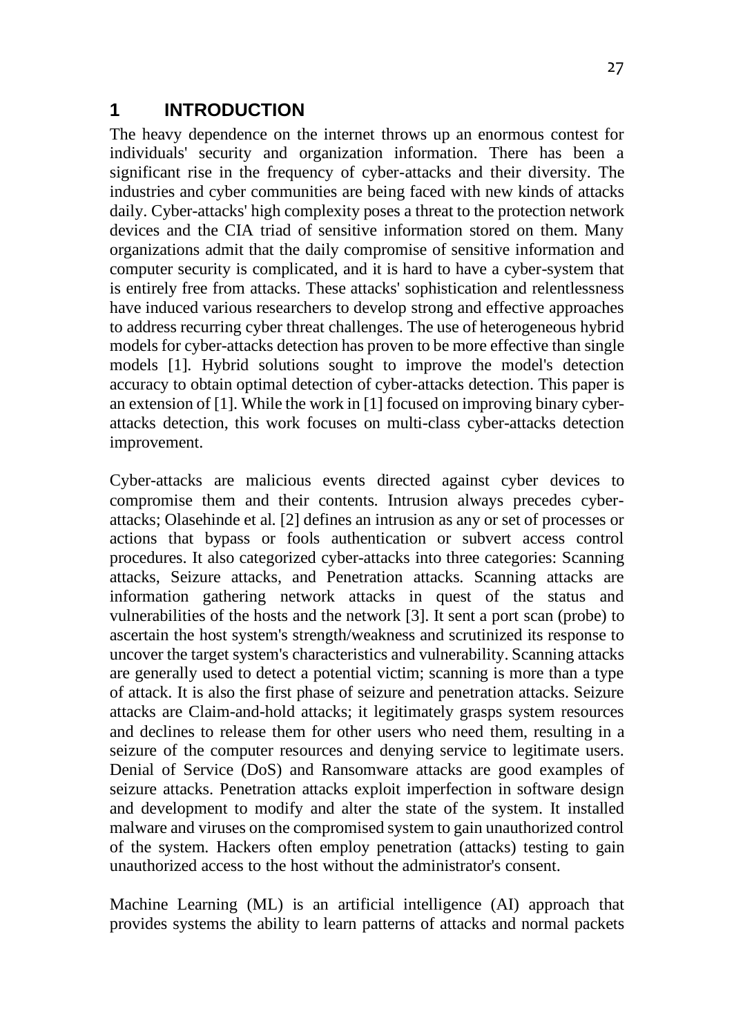# 1 INTRODUCTION

The heavy dependence on the internet throws up an enormous contest for individuals' security and organization information. There has been a significant rise in the frequency of cyber-attacks and their diversity. The industries and cyber communities are being faced with new kinds of attacks daily. Cyber-attacks' high complexity poses a threat to the protection network devices and the CIA triad of sensitive information stored on them. Many organizations admit that the daily compromise of sensitive information and computer security is complicated, and it is hard to have a cyber-system that is entirely free from attacks. These attacks' sophistication and relentlessness have induced various researchers to develop strong and effective approaches to address recurring cyber threat challenges. The use of heterogeneous hybrid models for cyber-attacks detection has proven to be more effective than single models [1]. Hybrid solutions sought to improve the model's detection accuracy to obtain optimal detection of cyber-attacks detection. This paper is an extension of [1]. While the work in [1] focused on improving binary cyber-attacks detection, this work focuses on multi-class cyber-attacks detection improvement.

Cyber-attacks are malicious events directed against cyber devices to compromise them and their contents. Intrusion always precedes cyber-attacks; Olasehinde et al. [2] defines an intrusion as any or set of processes or actions that bypass or fools authentication or subvert access control procedures. It also categorized cyber-attacks into three categories: Scanning attacks, Seizure attacks, and Penetration attacks. Scanning attacks are information gathering network attacks in quest of the status and vulnerabilities of the hosts and the network [3]. It sent a port scan (probe) to ascertain the host system's strength/weakness and scrutinized its response to uncover the target system's characteristics and vulnerability. Scanning attacks are generally used to detect a potential victim; scanning is more than a type of attack. It is also the first phase of seizure and penetration attacks. Seizure attacks are Claim-and-hold attacks; it legitimately grasps system resources and declines to release them for other users who need them, resulting in a seizure of the computer resources and denying service to legitimate users. Denial of Service (DoS) and Ransomware attacks are good examples of seizure attacks. Penetration attacks exploit imperfection in software design and development to modify and alter the state of the system. It installed malware and viruses on the compromised system to gain unauthorized control of the system. Hackers often employ penetration (attacks) testing to gain unauthorized access to the host without the administrator's consent.

Machine Learning (ML) is an artificial intelligence (AI) approach that provides systems the ability to learn patterns of attacks and normal packets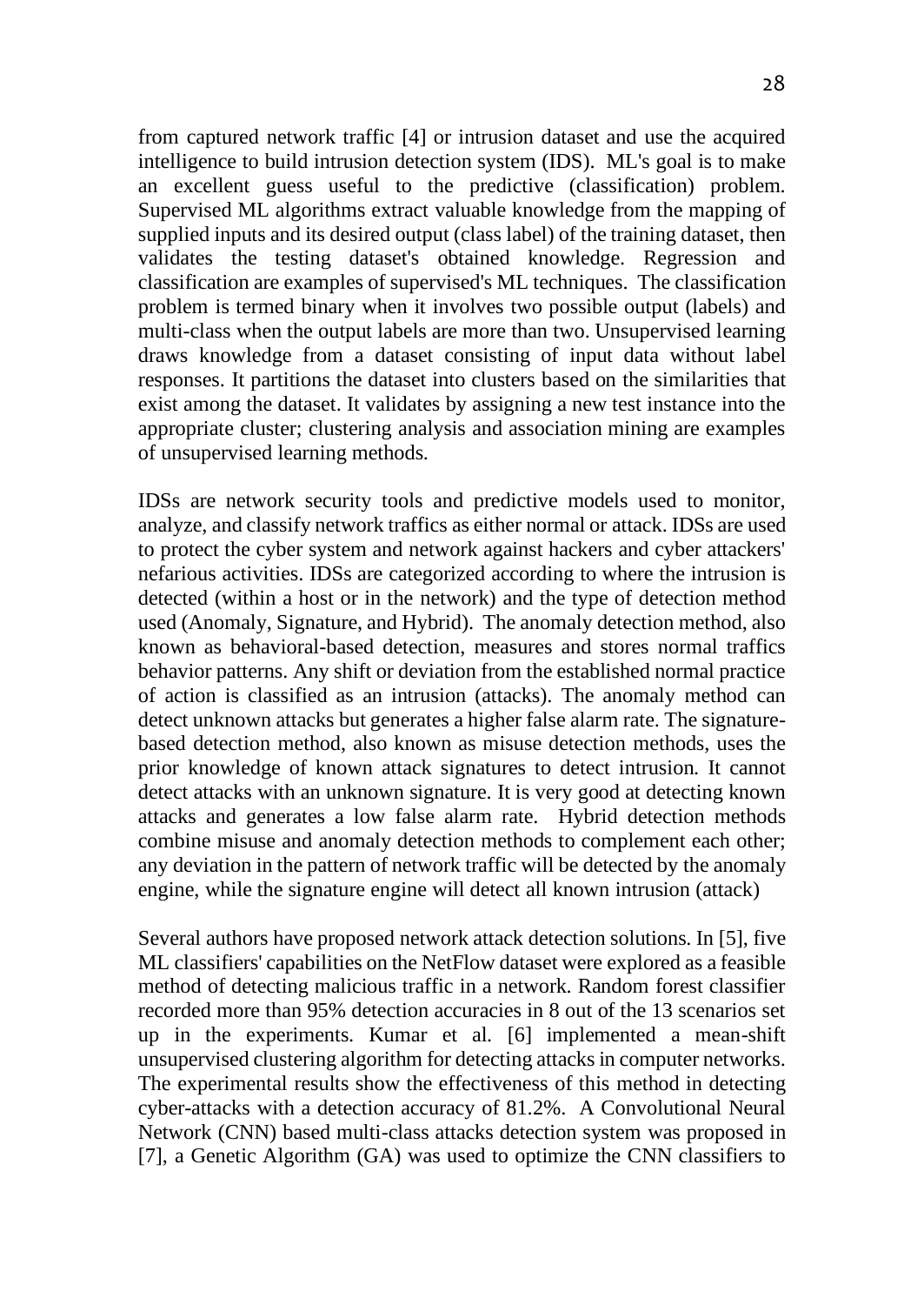from captured network traffic [4] or intrusion dataset and use the acquired intelligence to build intrusion detection system (IDS). ML's goal is to make an excellent guess useful to the predictive (classification) problem. Supervised ML algorithms extract valuable knowledge from the mapping of supplied inputs and its desired output (class label) of the training dataset, then validates the testing dataset's obtained knowledge. Regression and classification are examples of supervised's ML techniques. The classification problem is termed binary when it involves two possible output (labels) and multi-class when the output labels are more than two. Unsupervised learning draws knowledge from a dataset consisting of input data without label responses. It partitions the dataset into clusters based on the similarities that exist among the dataset. It validates by assigning a new test instance into the appropriate cluster; clustering analysis and association mining are examples of unsupervised learning methods.

IDSs are network security tools and predictive models used to monitor, analyze, and classify network traffics as either normal or attack. IDSs are used to protect the cyber system and network against hackers and cyber attackers' nefarious activities. IDSs are categorized according to where the intrusion is detected (within a host or in the network) and the type of detection method used (Anomaly, Signature, and Hybrid). The anomaly detection method, also known as behavioral-based detection, measures and stores normal traffics behavior patterns. Any shift or deviation from the established normal practice of action is classified as an intrusion (attacks). The anomaly method can detect unknown attacks but generates a higher false alarm rate. The signature-based detection method, also known as misuse detection methods, uses the prior knowledge of known attack signatures to detect intrusion. It cannot detect attacks with an unknown signature. It is very good at detecting known attacks and generates a low false alarm rate. Hybrid detection methods combine misuse and anomaly detection methods to complement each other; any deviation in the pattern of network traffic will be detected by the anomaly engine, while the signature engine will detect all known intrusion (attack)

Several authors have proposed network attack detection solutions. In [5], five ML classifiers' capabilities on the NetFlow dataset were explored as a feasible method of detecting malicious traffic in a network. Random forest classifier recorded more than 95% detection accuracies in 8 out of the 13 scenarios set up in the experiments. Kumar et al. [6] implemented a mean-shift unsupervised clustering algorithm for detecting attacks in computer networks. The experimental results show the effectiveness of this method in detecting cyber-attacks with a detection accuracy of 81.2%. A Convolutional Neural Network (CNN) based multi-class attacks detection system was proposed in [7], a Genetic Algorithm (GA) was used to optimize the CNN classifiers to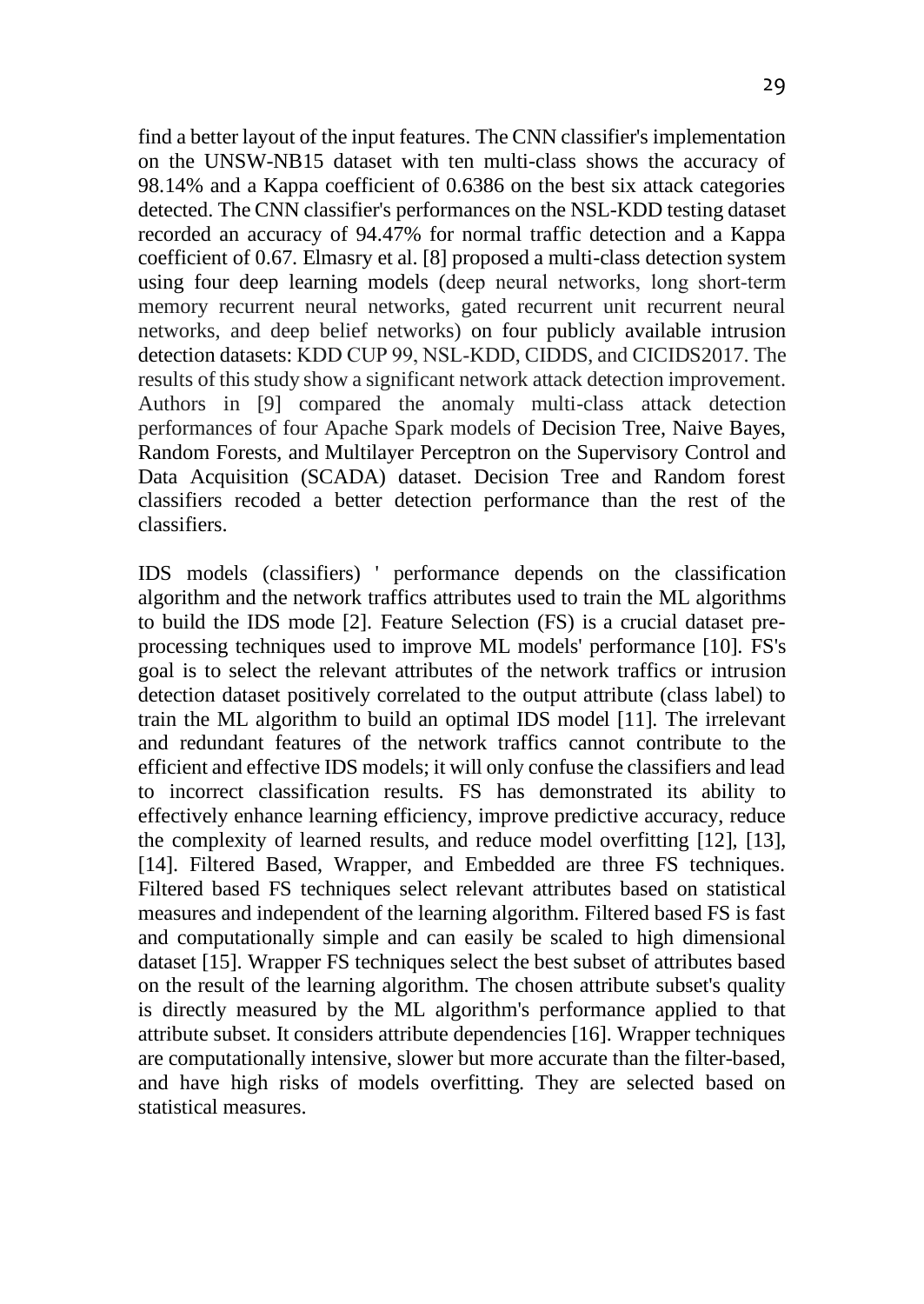find a better layout of the input features. The CNN classifier's implementation on the UNSW-NB15 dataset with ten multi-class shows the accuracy of 98.14% and a Kappa coefficient of 0.6386 on the best six attack categories detected. The CNN classifier's performances on the NSL-KDD testing dataset recorded an accuracy of 94.47% for normal traffic detection and a Kappa coefficient of 0.67. Elmasry et al. [8] proposed a multi-class detection system using four deep learning models (deep neural networks, long short-term memory recurrent neural networks, gated recurrent unit recurrent neural networks, and deep belief networks) on four publicly available intrusion detection datasets: KDD CUP 99, NSL-KDD, CIDDS, and CICIDS2017. The results of this study show a significant network attack detection improvement. Authors in [9] compared the anomaly multi-class attack detection performances of four Apache Spark models of Decision Tree, Naive Bayes, Random Forests, and Multilayer Perceptron on the Supervisory Control and Data Acquisition (SCADA) dataset. Decision Tree and Random forest classifiers recoded a better detection performance than the rest of the classifiers.

IDS models (classifiers) ' performance depends on the classification algorithm and the network traffics attributes used to train the ML algorithms to build the IDS mode [2]. Feature Selection (FS) is a crucial dataset pre-processing techniques used to improve ML models' performance [10]. FS's goal is to select the relevant attributes of the network traffics or intrusion detection dataset positively correlated to the output attribute (class label) to train the ML algorithm to build an optimal IDS model [11]. The irrelevant and redundant features of the network traffics cannot contribute to the efficient and effective IDS models; it will only confuse the classifiers and lead to incorrect classification results. FS has demonstrated its ability to effectively enhance learning efficiency, improve predictive accuracy, reduce the complexity of learned results, and reduce model overfitting [12], [13], [14]. Filtered Based, Wrapper, and Embedded are three FS techniques. Filtered based FS techniques select relevant attributes based on statistical measures and independent of the learning algorithm. Filtered based FS is fast and computationally simple and can easily be scaled to high dimensional dataset [15]. Wrapper FS techniques select the best subset of attributes based on the result of the learning algorithm. The chosen attribute subset's quality is directly measured by the ML algorithm's performance applied to that attribute subset. It considers attribute dependencies [16]. Wrapper techniques are computationally intensive, slower but more accurate than the filter-based, and have high risks of models overfitting. They are selected based on statistical measures.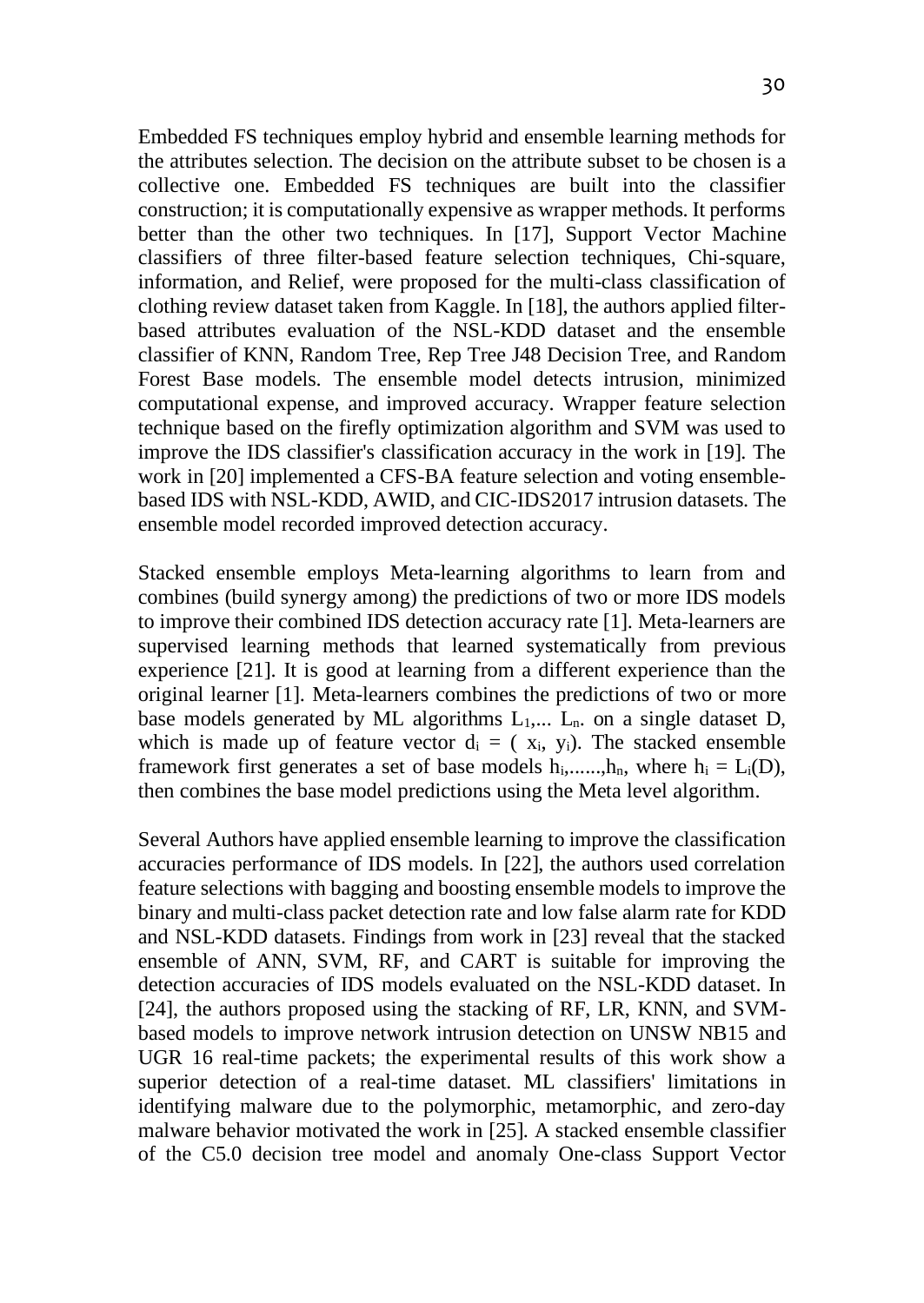Embedded FS techniques employ hybrid and ensemble learning methods for the attributes selection. The decision on the attribute subset to be chosen is a collective one. Embedded FS techniques are built into the classifier construction; it is computationally expensive as wrapper methods. It performs better than the other two techniques. In [17], Support Vector Machine classifiers of three filter-based feature selection techniques, Chi-square, information, and Relief, were proposed for the multi-class classification of clothing review dataset taken from Kaggle. In [18], the authors applied filter-based attributes evaluation of the NSL-KDD dataset and the ensemble classifier of KNN, Random Tree, Rep Tree J48 Decision Tree, and Random Forest Base models. The ensemble model detects intrusion, minimized computational expense, and improved accuracy. Wrapper feature selection technique based on the firefly optimization algorithm and SVM was used to improve the IDS classifier's classification accuracy in the work in [19]. The work in [20] implemented a CFS-BA feature selection and voting ensemble-based IDS with NSL-KDD, AWID, and CIC-IDS2017 intrusion datasets. The ensemble model recorded improved detection accuracy.

Stacked ensemble employs Meta-learning algorithms to learn from and combines (build synergy among) the predictions of two or more IDS models to improve their combined IDS detection accuracy rate [1]. Meta-learners are supervised learning methods that learned systematically from previous experience [21]. It is good at learning from a different experience than the original learner [1]. Meta-learners combines the predictions of two or more base models generated by ML algorithms $L_1, \ldots L_n$. on a single dataset D, which is made up of feature vector $d_i = (x_i, y_i)$. The stacked ensemble framework first generates a set of base models $h_i, \ldots\ldots, h_n$, where $h_i = L_i(D)$, then combines the base model predictions using the Meta level algorithm.

Several Authors have applied ensemble learning to improve the classification accuracies performance of IDS models. In [22], the authors used correlation feature selections with bagging and boosting ensemble models to improve the binary and multi-class packet detection rate and low false alarm rate for KDD and NSL-KDD datasets. Findings from work in [23] reveal that the stacked ensemble of ANN, SVM, RF, and CART is suitable for improving the detection accuracies of IDS models evaluated on the NSL-KDD dataset. In [24], the authors proposed using the stacking of RF, LR, KNN, and SVM-based models to improve network intrusion detection on UNSW NB15 and UGR 16 real-time packets; the experimental results of this work show a superior detection of a real-time dataset. ML classifiers' limitations in identifying malware due to the polymorphic, metamorphic, and zero-day malware behavior motivated the work in [25]. A stacked ensemble classifier of the C5.0 decision tree model and anomaly One-class Support Vector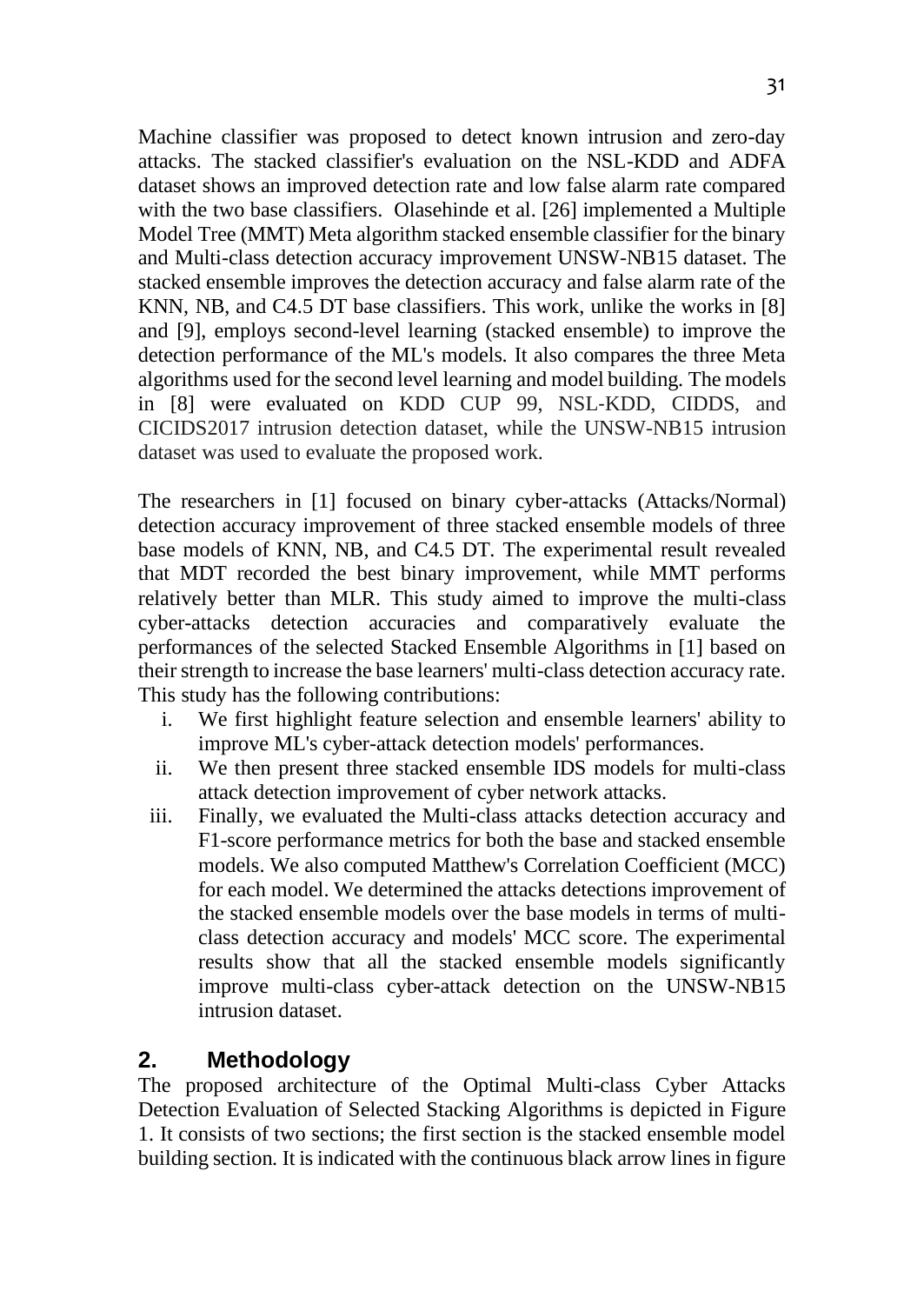Machine classifier was proposed to detect known intrusion and zero-day attacks. The stacked classifier's evaluation on the NSL-KDD and ADFA dataset shows an improved detection rate and low false alarm rate compared with the two base classifiers. Olasehinde et al. [26] implemented a Multiple Model Tree (MMT) Meta algorithm stacked ensemble classifier for the binary and Multi-class detection accuracy improvement UNSW-NB15 dataset. The stacked ensemble improves the detection accuracy and false alarm rate of the KNN, NB, and C4.5 DT base classifiers. This work, unlike the works in [8] and [9], employs second-level learning (stacked ensemble) to improve the detection performance of the ML's models. It also compares the three Meta algorithms used for the second level learning and model building. The models in [8] were evaluated on KDD CUP 99, NSL-KDD, CIDDS, and CICIDS2017 intrusion detection dataset, while the UNSW-NB15 intrusion dataset was used to evaluate the proposed work.

The researchers in [1] focused on binary cyber-attacks (Attacks/Normal) detection accuracy improvement of three stacked ensemble models of three base models of KNN, NB, and C4.5 DT. The experimental result revealed that MDT recorded the best binary improvement, while MMT performs relatively better than MLR. This study aimed to improve the multi-class cyber-attacks detection accuracies and comparatively evaluate the performances of the selected Stacked Ensemble Algorithms in [1] based on their strength to increase the base learners' multi-class detection accuracy rate. This study has the following contributions:

i. We first highlight feature selection and ensemble learners' ability to improve ML's cyber-attack detection models' performances.
ii. We then present three stacked ensemble IDS models for multi-class attack detection improvement of cyber network attacks.
iii. Finally, we evaluated the Multi-class attacks detection accuracy and F1-score performance metrics for both the base and stacked ensemble models. We also computed Matthew's Correlation Coefficient (MCC) for each model. We determined the attacks detections improvement of the stacked ensemble models over the base models in terms of multi-class detection accuracy and models' MCC score. The experimental results show that all the stacked ensemble models significantly improve multi-class cyber-attack detection on the UNSW-NB15 intrusion dataset.

## 2. Methodology

The proposed architecture of the Optimal Multi-class Cyber Attacks Detection Evaluation of Selected Stacking Algorithms is depicted in Figure 1. It consists of two sections; the first section is the stacked ensemble model building section. It is indicated with the continuous black arrow lines in figure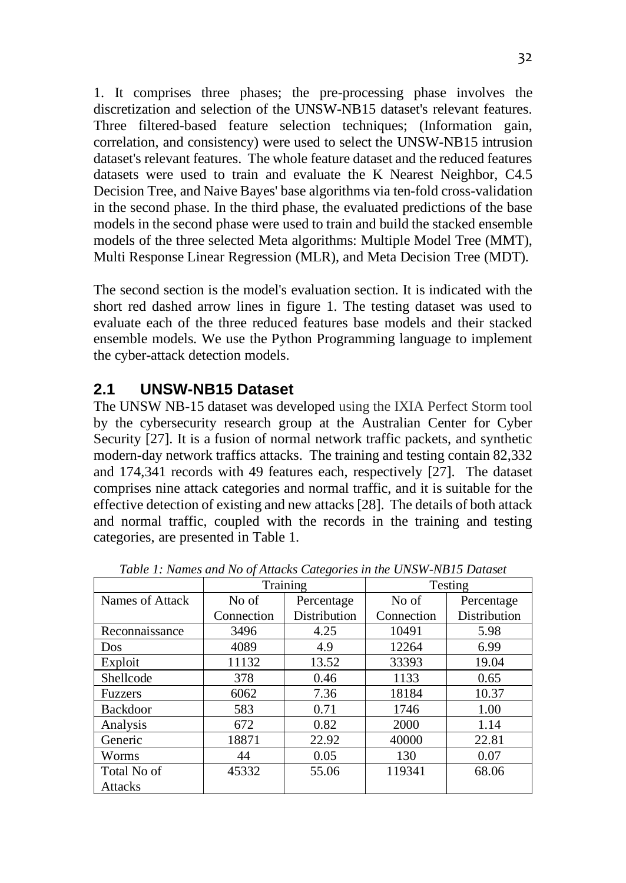1. It comprises three phases; the pre-processing phase involves the discretization and selection of the UNSW-NB15 dataset's relevant features. Three filtered-based feature selection techniques; (Information gain, correlation, and consistency) were used to select the UNSW-NB15 intrusion dataset's relevant features. The whole feature dataset and the reduced features datasets were used to train and evaluate the K Nearest Neighbor, C4.5 Decision Tree, and Naive Bayes' base algorithms via ten-fold cross-validation in the second phase. In the third phase, the evaluated predictions of the base models in the second phase were used to train and build the stacked ensemble models of the three selected Meta algorithms: Multiple Model Tree (MMT), Multi Response Linear Regression (MLR), and Meta Decision Tree (MDT).

The second section is the model's evaluation section. It is indicated with the short red dashed arrow lines in figure 1. The testing dataset was used to evaluate each of the three reduced features base models and their stacked ensemble models. We use the Python Programming language to implement the cyber-attack detection models.

## 2.1 UNSW-NB15 Dataset

The UNSW NB-15 dataset was developed using the IXIA Perfect Storm tool by the cybersecurity research group at the Australian Center for Cyber Security [27]. It is a fusion of normal network traffic packets, and synthetic modern-day network traffics attacks. The training and testing contain 82,332 and 174,341 records with 49 features each, respectively [27]. The dataset comprises nine attack categories and normal traffic, and it is suitable for the effective detection of existing and new attacks [28]. The details of both attack and normal traffic, coupled with the records in the training and testing categories, are presented in Table 1.

*Table 1: Names and No of Attacks Categories in the UNSW-NB15 Dataset*

| | Training | | Testing | |
|---|---|---|---|---|
| Names of Attack | No of Connection | Percentage Distribution | No of Connection | Percentage Distribution |
| Reconnaissance | 3496 | 4.25 | 10491 | 5.98 |
| Dos | 4089 | 4.9 | 12264 | 6.99 |
| Exploit | 11132 | 13.52 | 33393 | 19.04 |
| Shellcode | 378 | 0.46 | 1133 | 0.65 |
| Fuzzers | 6062 | 7.36 | 18184 | 10.37 |
| Backdoor | 583 | 0.71 | 1746 | 1.00 |
| Analysis | 672 | 0.82 | 2000 | 1.14 |
| Generic | 18871 | 22.92 | 40000 | 22.81 |
| Worms | 44 | 0.05 | 130 | 0.07 |
| Total No of Attacks | 45332 | 55.06 | 119341 | 68.06 |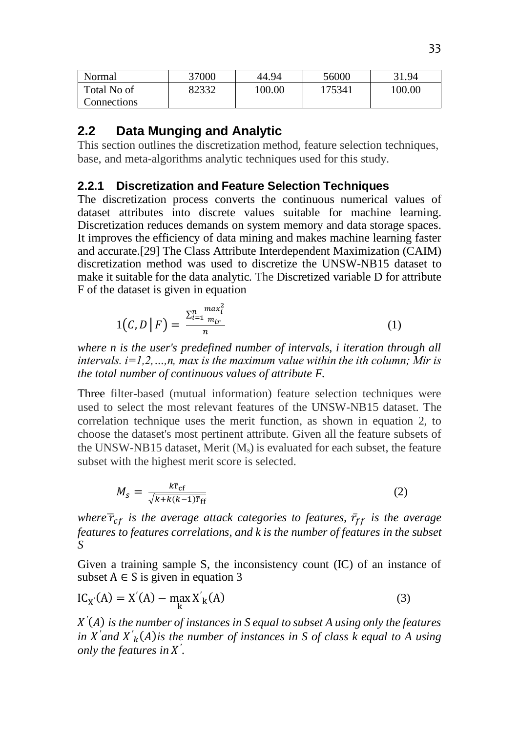| Normal | 37000 | 44.94 | 56000 | 31.94 |
|---|---|---|---|---|
| Total No of Connections | 82332 | 100.00 | 175341 | 100.00 |

## 2.2 Data Munging and Analytic

This section outlines the discretization method, feature selection techniques, base, and meta-algorithms analytic techniques used for this study.

### 2.2.1 Discretization and Feature Selection Techniques

The discretization process converts the continuous numerical values of dataset attributes into discrete values suitable for machine learning. Discretization reduces demands on system memory and data storage spaces. It improves the efficiency of data mining and makes machine learning faster and accurate.[29] The Class Attribute Interdependent Maximization (CAIM) discretization method was used to discretize the UNSW-NB15 dataset to make it suitable for the data analytic. The Discretized variable D for attribute F of the dataset is given in equation

$$1\left(C, D \,\middle|\, F\right) = \frac{\sum_{i=1}^{n} \frac{max_i^2}{m_{ir}}}{n} \tag{1}$$

*where n is the user's predefined number of intervals, i iteration through all intervals. i=1,2,…,n, max is the maximum value within the ith column; Mir is the total number of continuous values of attribute F.*

Three filter-based (mutual information) feature selection techniques were used to select the most relevant features of the UNSW-NB15 dataset. The correlation technique uses the merit function, as shown in equation 2, to choose the dataset's most pertinent attribute. Given all the feature subsets of the UNSW-NB15 dataset, Merit ($M_s$) is evaluated for each subset, the feature subset with the highest merit score is selected.

$$M_s = \frac{k\bar{r}_{cf}}{\sqrt{k + k(k-1)\bar{r}_{ff}}} \tag{2}$$

*where $\bar{r}_{cf}$ is the average attack categories to features, $\bar{r}_{ff}$ is the average features to features correlations, and k is the number of features in the subset S*

Given a training sample S, the inconsistency count (IC) of an instance of subset $A \in S$ is given in equation 3

$$IC_{X'}(A) = X'(A) - \max_{k} X'_k(A) \tag{3}$$

*$X'(A)$ is the number of instances in S equal to subset A using only the features in $X'$ and $X'_k(A)$ is the number of instances in S of class k equal to A using only the features in $X'$.*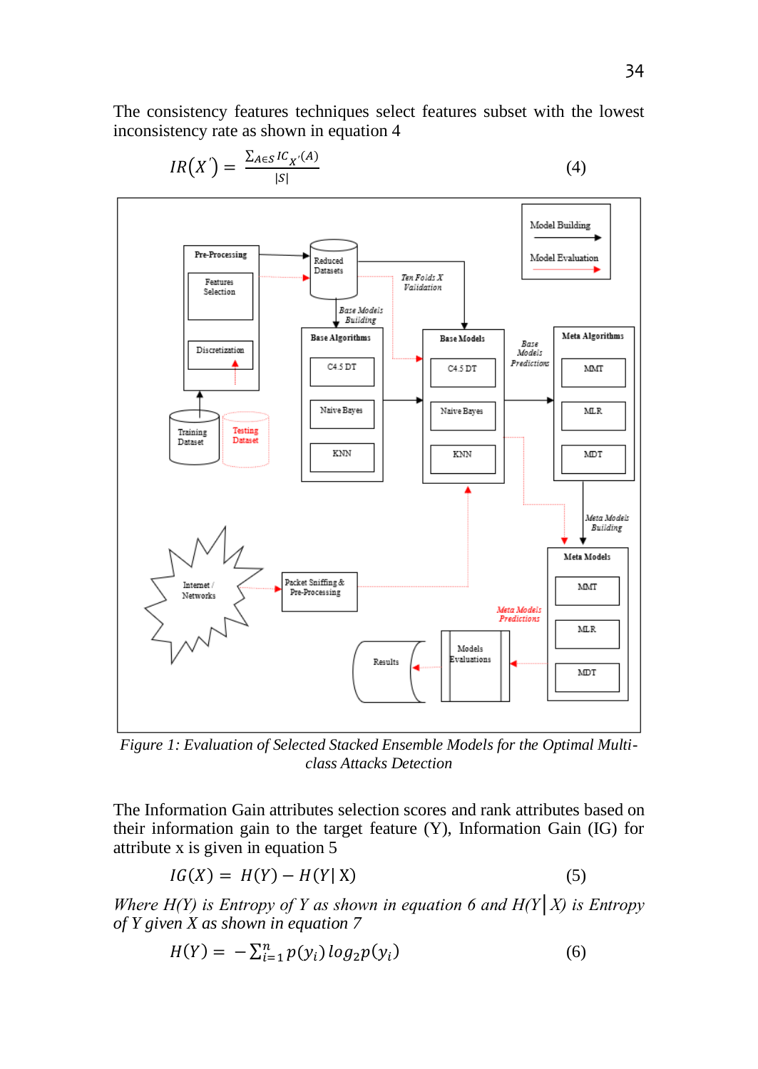The consistency features techniques select features subset with the lowest inconsistency rate as shown in equation 4

$$IR(X') = \frac{\sum_{A \in S} IC_{X'}(A)}{|S|} \quad (4)$$

*Figure 1: Evaluation of Selected Stacked Ensemble Models for the Optimal Multi-class Attacks Detection*

The Information Gain attributes selection scores and rank attributes based on their information gain to the target feature (Y), Information Gain (IG) for attribute x is given in equation 5

$$IG(X) = H(Y) - H(Y|X) \quad (5)$$

*Where H(Y) is Entropy of Y as shown in equation 6 and H(Y|X) is Entropy of Y given X as shown in equation 7*

$$H(Y) = -\sum_{i=1}^{n} p(y_i) \log_2 p(y_i) \quad (6)$$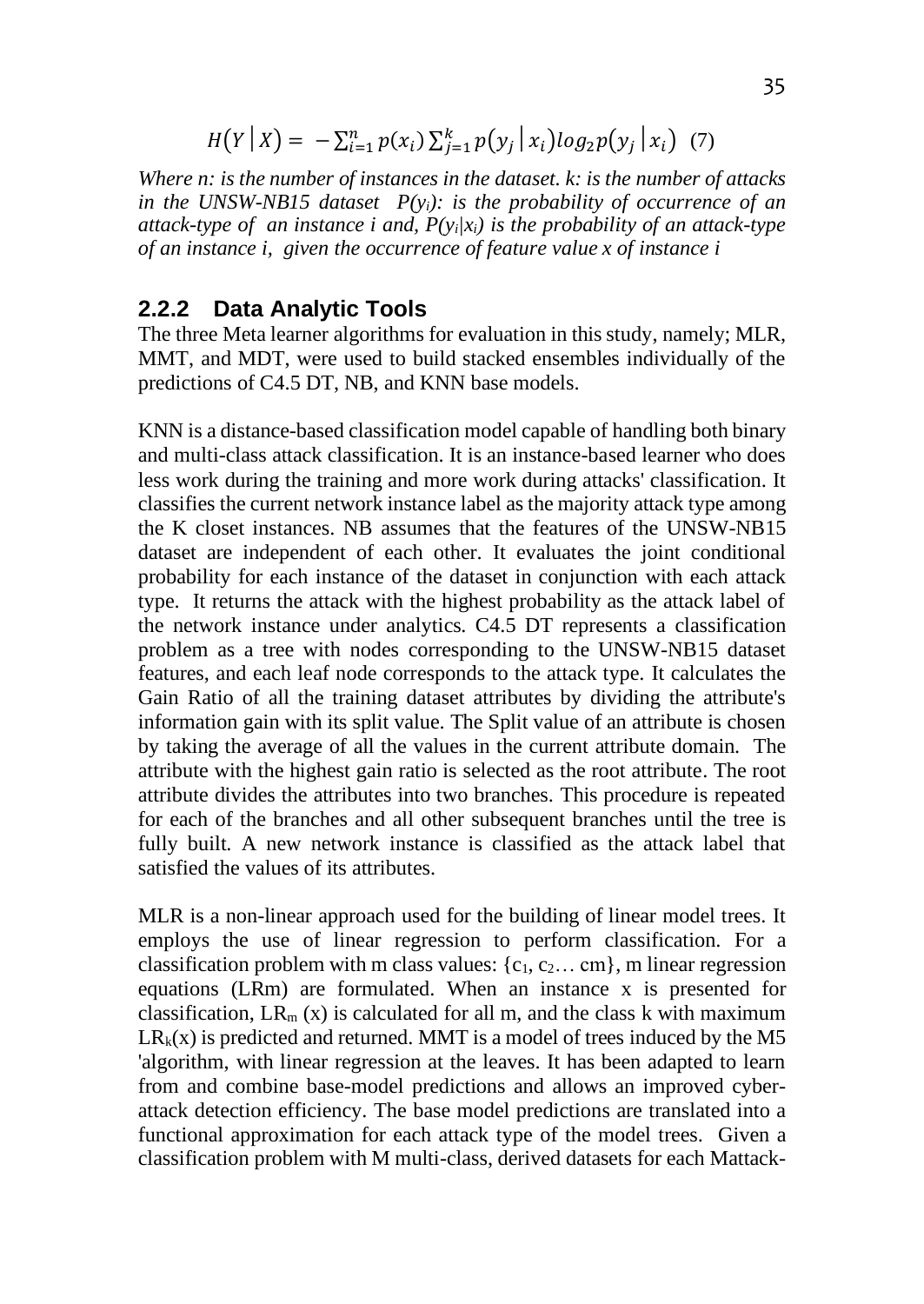$$H(Y \mid X) = -\sum_{i=1}^{n} p(x_i) \sum_{j=1}^{k} p(y_j \mid x_i) log_2 p(y_j \mid x_i) \quad (7)$$

*Where n: is the number of instances in the dataset. k: is the number of attacks in the UNSW-NB15 dataset $P(y_i)$: is the probability of occurrence of an attack-type of an instance i and, $P(y_i|x_i)$ is the probability of an attack-type of an instance i, given the occurrence of feature value x of instance i*

### 2.2.2 Data Analytic Tools

The three Meta learner algorithms for evaluation in this study, namely; MLR, MMT, and MDT, were used to build stacked ensembles individually of the predictions of C4.5 DT, NB, and KNN base models.

KNN is a distance-based classification model capable of handling both binary and multi-class attack classification. It is an instance-based learner who does less work during the training and more work during attacks' classification. It classifies the current network instance label as the majority attack type among the K closet instances. NB assumes that the features of the UNSW-NB15 dataset are independent of each other. It evaluates the joint conditional probability for each instance of the dataset in conjunction with each attack type. It returns the attack with the highest probability as the attack label of the network instance under analytics. C4.5 DT represents a classification problem as a tree with nodes corresponding to the UNSW-NB15 dataset features, and each leaf node corresponds to the attack type. It calculates the Gain Ratio of all the training dataset attributes by dividing the attribute's information gain with its split value. The Split value of an attribute is chosen by taking the average of all the values in the current attribute domain. The attribute with the highest gain ratio is selected as the root attribute. The root attribute divides the attributes into two branches. This procedure is repeated for each of the branches and all other subsequent branches until the tree is fully built. A new network instance is classified as the attack label that satisfied the values of its attributes.

MLR is a non-linear approach used for the building of linear model trees. It employs the use of linear regression to perform classification. For a classification problem with m class values: $\{c_1, c_2 \ldots cm\}$, m linear regression equations (LRm) are formulated. When an instance x is presented for classification, $LR_m$ (x) is calculated for all m, and the class k with maximum $LR_k(x)$ is predicted and returned. MMT is a model of trees induced by the M5 'algorithm, with linear regression at the leaves. It has been adapted to learn from and combine base-model predictions and allows an improved cyber-attack detection efficiency. The base model predictions are translated into a functional approximation for each attack type of the model trees. Given a classification problem with M multi-class, derived datasets for each Mattack-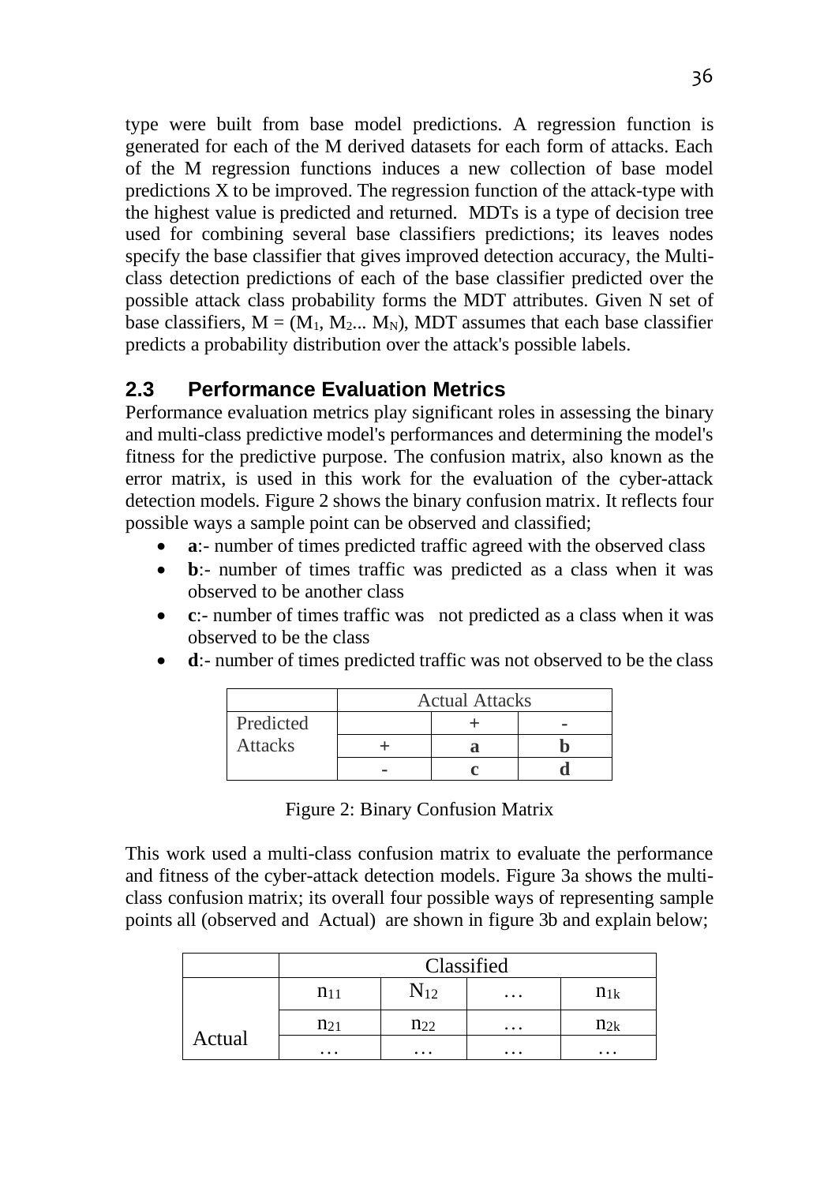type were built from base model predictions. A regression function is generated for each of the M derived datasets for each form of attacks. Each of the M regression functions induces a new collection of base model predictions X to be improved. The regression function of the attack-type with the highest value is predicted and returned. MDTs is a type of decision tree used for combining several base classifiers predictions; its leaves nodes specify the base classifier that gives improved detection accuracy, the Multi-class detection predictions of each of the base classifier predicted over the possible attack class probability forms the MDT attributes. Given N set of base classifiers, $M = (M_1, M_2... M_N)$, MDT assumes that each base classifier predicts a probability distribution over the attack's possible labels.

## 2.3 Performance Evaluation Metrics

Performance evaluation metrics play significant roles in assessing the binary and multi-class predictive model's performances and determining the model's fitness for the predictive purpose. The confusion matrix, also known as the error matrix, is used in this work for the evaluation of the cyber-attack detection models. Figure 2 shows the binary confusion matrix. It reflects four possible ways a sample point can be observed and classified;

- **a**:- number of times predicted traffic agreed with the observed class
- **b**:- number of times traffic was predicted as a class when it was observed to be another class
- **c**:- number of times traffic was not predicted as a class when it was observed to be the class
- **d**:- number of times predicted traffic was not observed to be the class

| | Actual Attacks | | |
|---|---|---|---|
| Predicted Attacks | | + | - |
| | + | **a** | **b** |
| | - | **c** | **d** |

Figure 2: Binary Confusion Matrix

This work used a multi-class confusion matrix to evaluate the performance and fitness of the cyber-attack detection models. Figure 3a shows the multi-class confusion matrix; its overall four possible ways of representing sample points all (observed and Actual) are shown in figure 3b and explain below;

| | Classified | | | |
|---|---|---|---|---|
| Actual | $n_{11}$ | $N_{12}$ | … | $n_{1k}$ |
| | $n_{21}$ | $n_{22}$ | … | $n_{2k}$ |
| | … | … | … | … |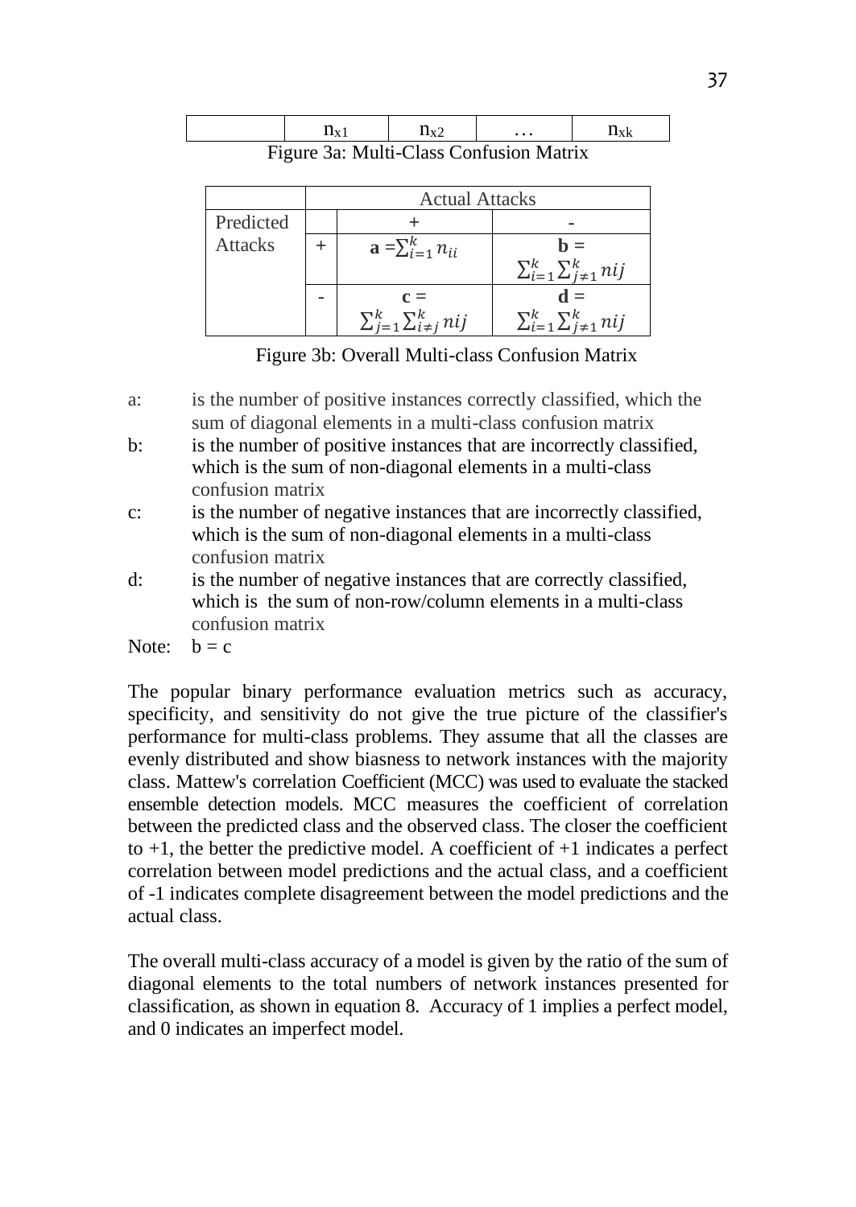|  | $n_{x1}$ | $n_{x2}$ | … | $n_{xk}$ |
|---|---|---|---|---|

Figure 3a: Multi-Class Confusion Matrix

|  |  | Actual Attacks |  |
|---|---|---|---|
| Predicted Attacks |  | + | - |
|  | + | $\mathbf{a} = \sum_{i=1}^{k} n_{ii}$ | $\mathbf{b} = \sum_{i=1}^{k} \sum_{j \neq 1}^{k} nij$ |
|  | - | $\mathbf{c} = \sum_{j=1}^{k} \sum_{i \neq j}^{k} nij$ | $\mathbf{d} = \sum_{i=1}^{k} \sum_{j \neq 1}^{k} nij$ |

Figure 3b: Overall Multi-class Confusion Matrix

a: is the number of positive instances correctly classified, which the sum of diagonal elements in a multi-class confusion matrix

b: is the number of positive instances that are incorrectly classified, which is the sum of non-diagonal elements in a multi-class confusion matrix

c: is the number of negative instances that are incorrectly classified, which is the sum of non-diagonal elements in a multi-class confusion matrix

d: is the number of negative instances that are correctly classified, which is the sum of non-row/column elements in a multi-class confusion matrix

Note: b = c

The popular binary performance evaluation metrics such as accuracy, specificity, and sensitivity do not give the true picture of the classifier's performance for multi-class problems. They assume that all the classes are evenly distributed and show biasness to network instances with the majority class. Mattew's correlation Coefficient (MCC) was used to evaluate the stacked ensemble detection models. MCC measures the coefficient of correlation between the predicted class and the observed class. The closer the coefficient to +1, the better the predictive model. A coefficient of +1 indicates a perfect correlation between model predictions and the actual class, and a coefficient of -1 indicates complete disagreement between the model predictions and the actual class.

The overall multi-class accuracy of a model is given by the ratio of the sum of diagonal elements to the total numbers of network instances presented for classification, as shown in equation 8. Accuracy of 1 implies a perfect model, and 0 indicates an imperfect model.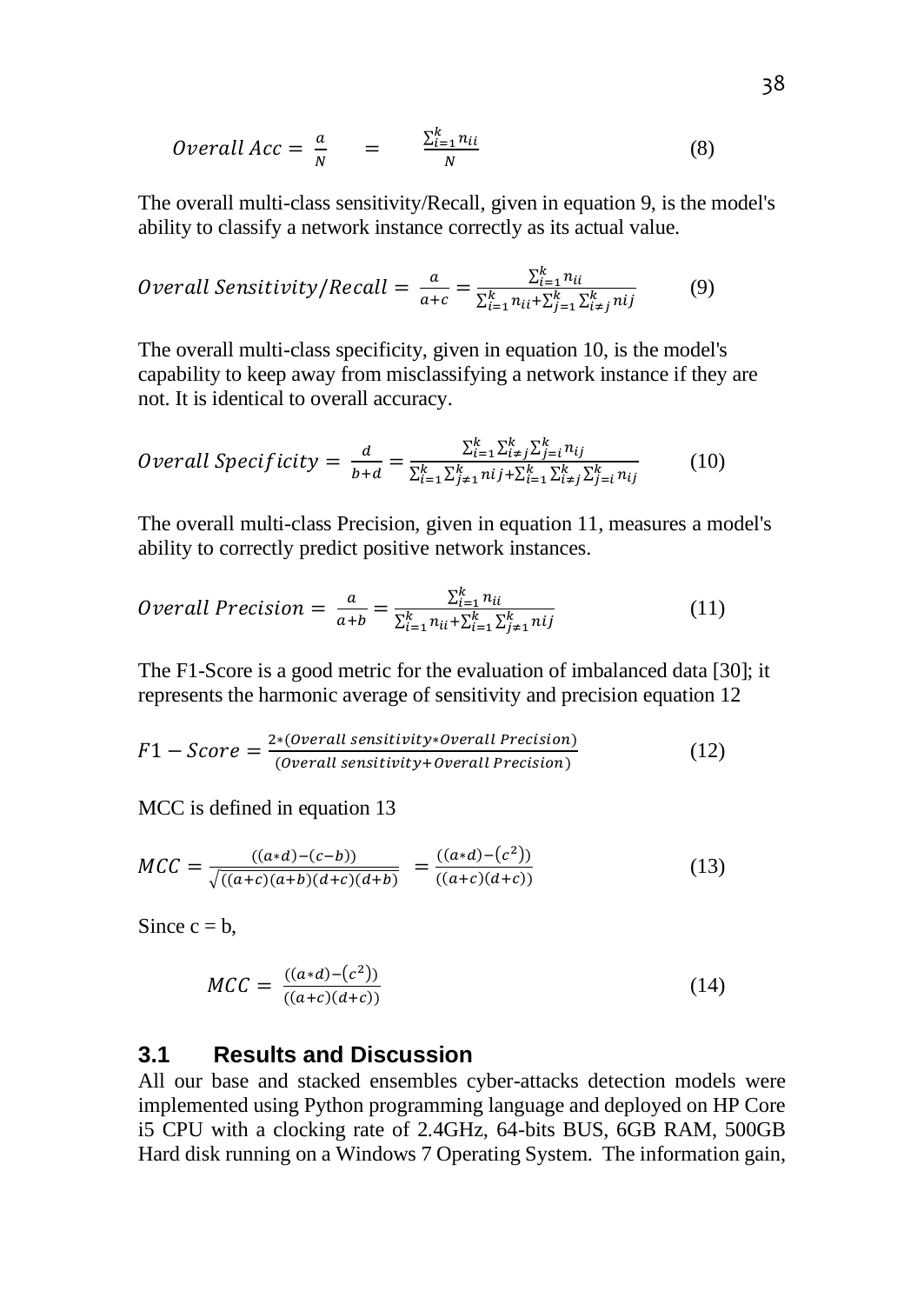$$Overall\ Acc = \frac{a}{N} \quad = \quad \frac{\sum_{i=1}^{k} n_{ii}}{N} \tag{8}$$

The overall multi-class sensitivity/Recall, given in equation 9, is the model's ability to classify a network instance correctly as its actual value.

$$Overall\ Sensitivity/Recall = \frac{a}{a+c} = \frac{\sum_{i=1}^{k} n_{ii}}{\sum_{i=1}^{k} n_{ii} + \sum_{j=1}^{k} \sum_{i \neq j}^{k} nij} \tag{9}$$

The overall multi-class specificity, given in equation 10, is the model's capability to keep away from misclassifying a network instance if they are not. It is identical to overall accuracy.

$$Overall\ Specificity = \frac{d}{b+d} = \frac{\sum_{i=1}^{k} \sum_{i \neq j}^{k} \sum_{j=i}^{k} n_{ij}}{\sum_{i=1}^{k} \sum_{j \neq 1}^{k} nij + \sum_{i=1}^{k} \sum_{i \neq j}^{k} \sum_{j=i}^{k} n_{ij}} \tag{10}$$

The overall multi-class Precision, given in equation 11, measures a model's ability to correctly predict positive network instances.

$$Overall\ Precision = \frac{a}{a+b} = \frac{\sum_{i=1}^{k} n_{ii}}{\sum_{i=1}^{k} n_{ii} + \sum_{i=1}^{k} \sum_{j \neq 1}^{k} nij} \tag{11}$$

The F1-Score is a good metric for the evaluation of imbalanced data [30]; it represents the harmonic average of sensitivity and precision equation 12

$$F1 - Score = \frac{2 * (Overall\ sensitivity * Overall\ Precision)}{(Overall\ sensitivity + Overall\ Precision)} \tag{12}$$

MCC is defined in equation 13

$$MCC = \frac{((a*d)-(c-b))}{\sqrt{((a+c)(a+b)(d+c)(d+b)}} \quad = \frac{((a*d)-(c^2))}{((a+c)(d+c))} \tag{13}$$

Since c = b,

$$MCC = \frac{((a*d)-(c^2))}{((a+c)(d+c))} \tag{14}$$

### 3.1 Results and Discussion

All our base and stacked ensembles cyber-attacks detection models were implemented using Python programming language and deployed on HP Core i5 CPU with a clocking rate of 2.4GHz, 64-bits BUS, 6GB RAM, 500GB Hard disk running on a Windows 7 Operating System. The information gain,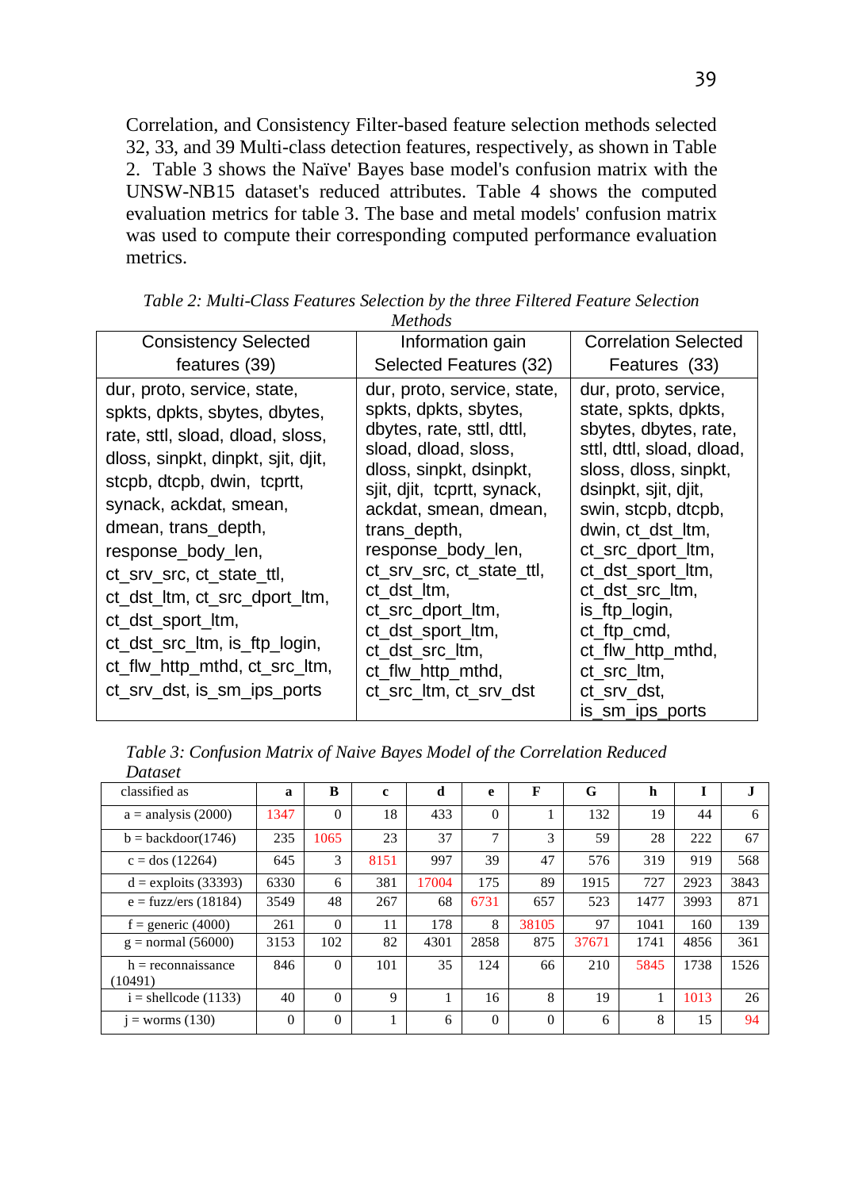Correlation, and Consistency Filter-based feature selection methods selected 32, 33, and 39 Multi-class detection features, respectively, as shown in Table 2. Table 3 shows the Naïve' Bayes base model's confusion matrix with the UNSW-NB15 dataset's reduced attributes. Table 4 shows the computed evaluation metrics for table 3. The base and metal models' confusion matrix was used to compute their corresponding computed performance evaluation metrics.

*Table 2: Multi-Class Features Selection by the three Filtered Feature Selection Methods*

| Consistency Selected features (39) | Information gain Selected Features (32) | Correlation Selected Features (33) |
|---|---|---|
| dur, proto, service, state, spkts, dpkts, sbytes, dbytes, rate, sttl, sload, dload, sloss, dloss, sinpkt, dinpkt, sjit, djit, stcpb, dtcpb, dwin, tcprtt, synack, ackdat, smean, dmean, trans_depth, response_body_len, ct_srv_src, ct_state_ttl, ct_dst_ltm, ct_src_dport_ltm, ct_dst_sport_ltm, ct_dst_src_ltm, is_ftp_login, ct_flw_http_mthd, ct_src_ltm, ct_srv_dst, is_sm_ips_ports | dur, proto, service, state, spkts, dpkts, sbytes, dbytes, rate, sttl, dttl, sload, dload, sloss, dloss, sinpkt, dsinpkt, sjit, djit, tcprtt, synack, ackdat, smean, dmean, trans_depth, response_body_len, ct_srv_src, ct_state_ttl, ct_dst_ltm, ct_src_dport_ltm, ct_dst_sport_ltm, ct_dst_src_ltm, ct_flw_http_mthd, ct_src_ltm, ct_srv_dst | dur, proto, service, state, spkts, dpkts, sbytes, dbytes, rate, sttl, dttl, sload, dload, sloss, dloss, sinpkt, dsinpkt, sjit, djit, swin, stcpb, dtcpb, dwin, ct_dst_ltm, ct_src_dport_ltm, ct_dst_sport_ltm, ct_dst_src_ltm, is_ftp_login, ct_ftp_cmd, ct_flw_http_mthd, ct_src_ltm, ct_srv_dst, is_sm_ips_ports |

*Table 3: Confusion Matrix of Naive Bayes Model of the Correlation Reduced Dataset*

| classified as | a | B | c | d | e | F | G | h | I | J |
|---|---|---|---|---|---|---|---|---|---|---|
| a = analysis (2000) | 1347 | 0 | 18 | 433 | 0 | 1 | 132 | 19 | 44 | 6 |
| b = backdoor(1746) | 235 | 1065 | 23 | 37 | 7 | 3 | 59 | 28 | 222 | 67 |
| c = dos (12264) | 645 | 3 | 8151 | 997 | 39 | 47 | 576 | 319 | 919 | 568 |
| d = exploits (33393) | 6330 | 6 | 381 | 17004 | 175 | 89 | 1915 | 727 | 2923 | 3843 |
| e = fuzz/ers (18184) | 3549 | 48 | 267 | 68 | 6731 | 657 | 523 | 1477 | 3993 | 871 |
| f = generic (4000) | 261 | 0 | 11 | 178 | 8 | 38105 | 97 | 1041 | 160 | 139 |
| g = normal (56000) | 3153 | 102 | 82 | 4301 | 2858 | 875 | 37671 | 1741 | 4856 | 361 |
| h = reconnaissance (10491) | 846 | 0 | 101 | 35 | 124 | 66 | 210 | 5845 | 1738 | 1526 |
| i = shellcode (1133) | 40 | 0 | 9 | 1 | 16 | 8 | 19 | 1 | 1013 | 26 |
| j = worms (130) | 0 | 0 | 1 | 6 | 0 | 0 | 6 | 8 | 15 | 94 |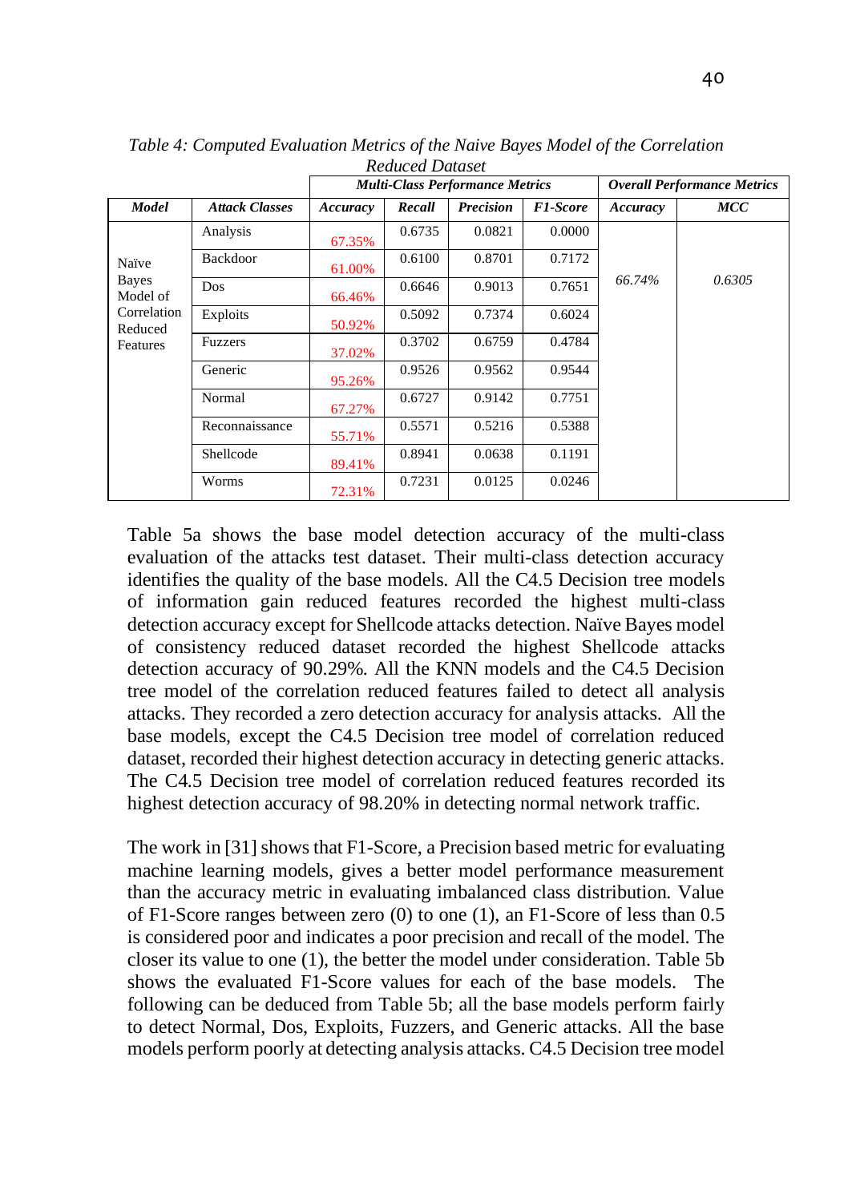*Table 4: Computed Evaluation Metrics of the Naive Bayes Model of the Correlation Reduced Dataset*

| | | Multi-Class Performance Metrics | | | | Overall Performance Metrics | |
|---|---|---|---|---|---|---|---|
| **Model** | **Attack Classes** | **Accuracy** | **Recall** | **Precision** | **F1-Score** | **Accuracy** | **MCC** |
| Naïve Bayes Model of Correlation Reduced Features | Analysis | 67.35% | 0.6735 | 0.0821 | 0.0000 | 66.74% | 0.6305 |
| | Backdoor | 61.00% | 0.6100 | 0.8701 | 0.7172 | | |
| | Dos | 66.46% | 0.6646 | 0.9013 | 0.7651 | | |
| | Exploits | 50.92% | 0.5092 | 0.7374 | 0.6024 | | |
| | Fuzzers | 37.02% | 0.3702 | 0.6759 | 0.4784 | | |
| | Generic | 95.26% | 0.9526 | 0.9562 | 0.9544 | | |
| | Normal | 67.27% | 0.6727 | 0.9142 | 0.7751 | | |
| | Reconnaissance | 55.71% | 0.5571 | 0.5216 | 0.5388 | | |
| | Shellcode | 89.41% | 0.8941 | 0.0638 | 0.1191 | | |
| | Worms | 72.31% | 0.7231 | 0.0125 | 0.0246 | | |

Table 5a shows the base model detection accuracy of the multi-class evaluation of the attacks test dataset. Their multi-class detection accuracy identifies the quality of the base models. All the C4.5 Decision tree models of information gain reduced features recorded the highest multi-class detection accuracy except for Shellcode attacks detection. Naïve Bayes model of consistency reduced dataset recorded the highest Shellcode attacks detection accuracy of 90.29%. All the KNN models and the C4.5 Decision tree model of the correlation reduced features failed to detect all analysis attacks. They recorded a zero detection accuracy for analysis attacks. All the base models, except the C4.5 Decision tree model of correlation reduced dataset, recorded their highest detection accuracy in detecting generic attacks. The C4.5 Decision tree model of correlation reduced features recorded its highest detection accuracy of 98.20% in detecting normal network traffic.

The work in [31] shows that F1-Score, a Precision based metric for evaluating machine learning models, gives a better model performance measurement than the accuracy metric in evaluating imbalanced class distribution. Value of F1-Score ranges between zero (0) to one (1), an F1-Score of less than 0.5 is considered poor and indicates a poor precision and recall of the model. The closer its value to one (1), the better the model under consideration. Table 5b shows the evaluated F1-Score values for each of the base models. The following can be deduced from Table 5b; all the base models perform fairly to detect Normal, Dos, Exploits, Fuzzers, and Generic attacks. All the base models perform poorly at detecting analysis attacks. C4.5 Decision tree model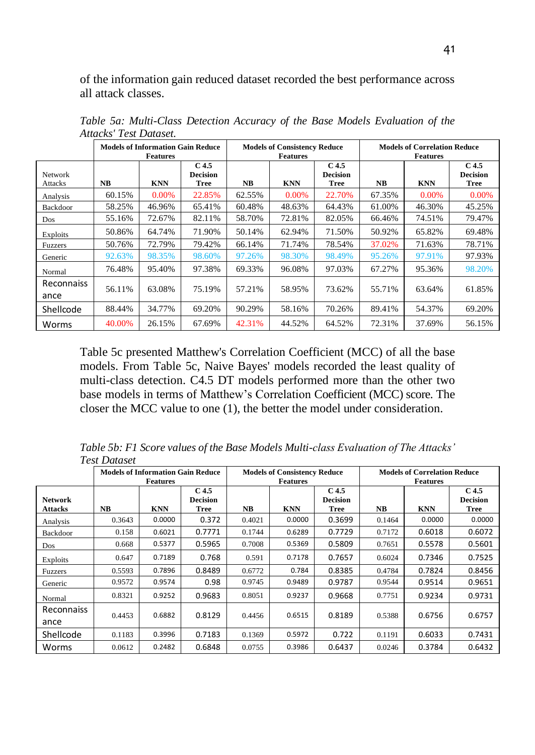of the information gain reduced dataset recorded the best performance across all attack classes.

*Table 5a: Multi-Class Detection Accuracy of the Base Models Evaluation of the Attacks' Test Dataset.*

| | **Models of Information Gain Reduce Features** | | | **Models of Consistency Reduce Features** | | | **Models of Correlation Reduce Features** | | |
|---|---|---|---|---|---|---|---|---|---|
| Network Attacks | **NB** | **KNN** | **C 4.5 Decision Tree** | **NB** | **KNN** | **C 4.5 Decision Tree** | **NB** | **KNN** | **C 4.5 Decision Tree** |
| Analysis | 60.15% | 0.00% | 22.85% | 62.55% | 0.00% | 22.70% | 67.35% | 0.00% | 0.00% |
| Backdoor | 58.25% | 46.96% | 65.41% | 60.48% | 48.63% | 64.43% | 61.00% | 46.30% | 45.25% |
| Dos | 55.16% | 72.67% | 82.11% | 58.70% | 72.81% | 82.05% | 66.46% | 74.51% | 79.47% |
| Exploits | 50.86% | 64.74% | 71.90% | 50.14% | 62.94% | 71.50% | 50.92% | 65.82% | 69.48% |
| Fuzzers | 50.76% | 72.79% | 79.42% | 66.14% | 71.74% | 78.54% | 37.02% | 71.63% | 78.71% |
| Generic | 92.63% | 98.35% | 98.60% | 97.26% | 98.30% | 98.49% | 95.26% | 97.91% | 97.93% |
| Normal | 76.48% | 95.40% | 97.38% | 69.33% | 96.08% | 97.03% | 67.27% | 95.36% | 98.20% |
| Reconnaissance | 56.11% | 63.08% | 75.19% | 57.21% | 58.95% | 73.62% | 55.71% | 63.64% | 61.85% |
| Shellcode | 88.44% | 34.77% | 69.20% | 90.29% | 58.16% | 70.26% | 89.41% | 54.37% | 69.20% |
| Worms | 40.00% | 26.15% | 67.69% | 42.31% | 44.52% | 64.52% | 72.31% | 37.69% | 56.15% |

Table 5c presented Matthew's Correlation Coefficient (MCC) of all the base models. From Table 5c, Naive Bayes' models recorded the least quality of multi-class detection. C4.5 DT models performed more than the other two base models in terms of Matthew's Correlation Coefficient (MCC) score. The closer the MCC value to one (1), the better the model under consideration.

*Table 5b: F1 Score values of the Base Models Multi-class Evaluation of The Attacks' Test Dataset*

| | **Models of Information Gain Reduce Features** | | | **Models of Consistency Reduce Features** | | | **Models of Correlation Reduce Features** | | |
|---|---|---|---|---|---|---|---|---|---|
| **Network Attacks** | **NB** | **KNN** | **C 4.5 Decision Tree** | **NB** | **KNN** | **C 4.5 Decision Tree** | **NB** | **KNN** | **C 4.5 Decision Tree** |
| Analysis | 0.3643 | 0.0000 | 0.372 | 0.4021 | 0.0000 | 0.3699 | 0.1464 | 0.0000 | 0.0000 |
| Backdoor | 0.158 | 0.6021 | 0.7771 | 0.1744 | 0.6289 | 0.7729 | 0.7172 | 0.6018 | 0.6072 |
| Dos | 0.668 | 0.5377 | 0.5965 | 0.7008 | 0.5369 | 0.5809 | 0.7651 | 0.5578 | 0.5601 |
| Exploits | 0.647 | 0.7189 | 0.768 | 0.591 | 0.7178 | 0.7657 | 0.6024 | 0.7346 | 0.7525 |
| Fuzzers | 0.5593 | 0.7896 | 0.8489 | 0.6772 | 0.784 | 0.8385 | 0.4784 | 0.7824 | 0.8456 |
| Generic | 0.9572 | 0.9574 | 0.98 | 0.9745 | 0.9489 | 0.9787 | 0.9544 | 0.9514 | 0.9651 |
| Normal | 0.8321 | 0.9252 | 0.9683 | 0.8051 | 0.9237 | 0.9668 | 0.7751 | 0.9234 | 0.9731 |
| Reconnaissance | 0.4453 | 0.6882 | 0.8129 | 0.4456 | 0.6515 | 0.8189 | 0.5388 | 0.6756 | 0.6757 |
| Shellcode | 0.1183 | 0.3996 | 0.7183 | 0.1369 | 0.5972 | 0.722 | 0.1191 | 0.6033 | 0.7431 |
| Worms | 0.0612 | 0.2482 | 0.6848 | 0.0755 | 0.3986 | 0.6437 | 0.0246 | 0.3784 | 0.6432 |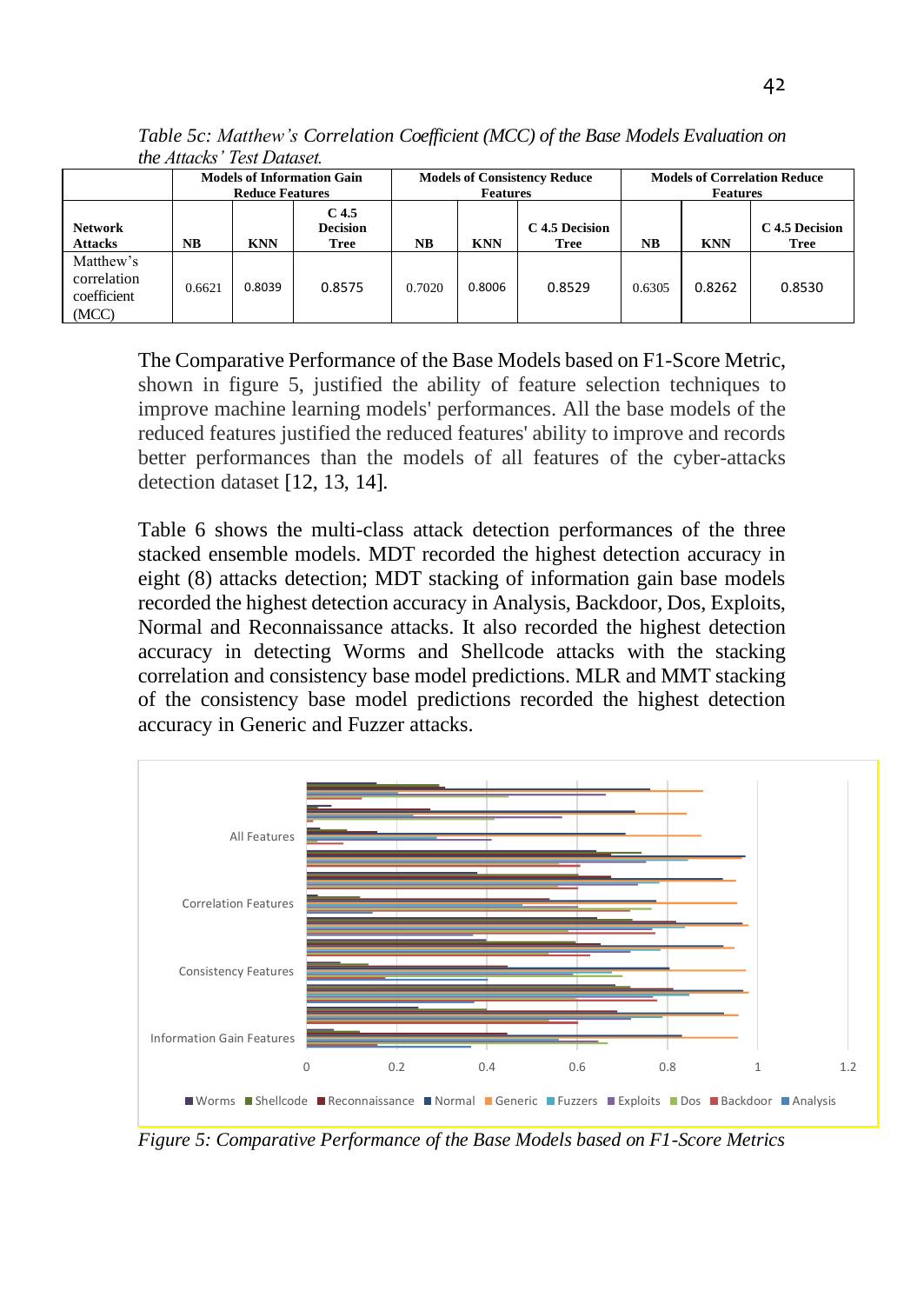*Table 5c: Matthew's Correlation Coefficient (MCC) of the Base Models Evaluation on the Attacks' Test Dataset.*

| | Models of Information Gain Reduce Features | | | Models of Consistency Reduce Features | | | Models of Correlation Reduce Features | | |
|---|---|---|---|---|---|---|---|---|---|
| **Network Attacks** | **NB** | **KNN** | **C 4.5 Decision Tree** | **NB** | **KNN** | **C 4.5 Decision Tree** | **NB** | **KNN** | **C 4.5 Decision Tree** |
| Matthew's correlation coefficient (MCC) | 0.6621 | 0.8039 | 0.8575 | 0.7020 | 0.8006 | 0.8529 | 0.6305 | 0.8262 | 0.8530 |

The Comparative Performance of the Base Models based on F1-Score Metric, shown in figure 5, justified the ability of feature selection techniques to improve machine learning models' performances. All the base models of the reduced features justified the reduced features' ability to improve and records better performances than the models of all features of the cyber-attacks detection dataset [12, 13, 14].

Table 6 shows the multi-class attack detection performances of the three stacked ensemble models. MDT recorded the highest detection accuracy in eight (8) attacks detection; MDT stacking of information gain base models recorded the highest detection accuracy in Analysis, Backdoor, Dos, Exploits, Normal and Reconnaissance attacks. It also recorded the highest detection accuracy in detecting Worms and Shellcode attacks with the stacking correlation and consistency base model predictions. MLR and MMT stacking of the consistency base model predictions recorded the highest detection accuracy in Generic and Fuzzer attacks.

*Figure 5: Comparative Performance of the Base Models based on F1-Score Metrics*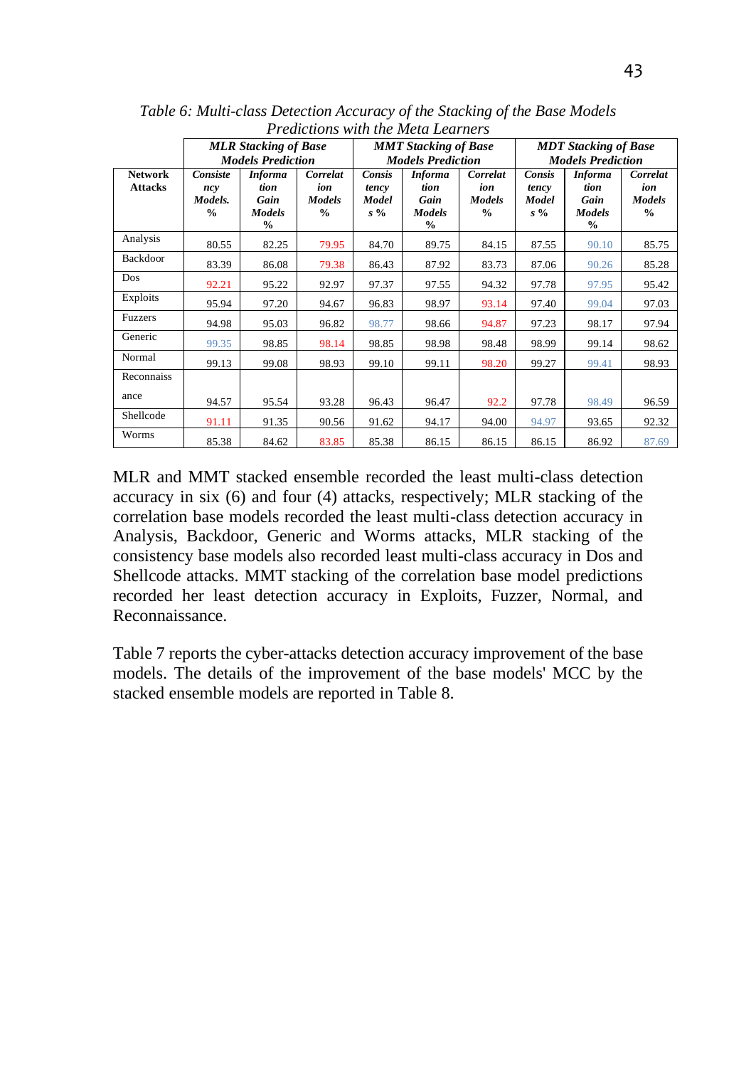*Table 6: Multi-class Detection Accuracy of the Stacking of the Base Models Predictions with the Meta Learners*

| | ***MLR Stacking of Base Models Prediction*** | | | ***MMT Stacking of Base Models Prediction*** | | | ***MDT Stacking of Base Models Prediction*** | | |
|---|---|---|---|---|---|---|---|---|---|
| **Network Attacks** | ***Consistency Models. %*** | ***Information Gain Models %*** | ***Correlation Models %*** | ***Consistency Models %*** | ***Information Gain Models %*** | ***Correlation Models %*** | ***Consistency Models %*** | ***Information Gain Models %*** | ***Correlation Models %*** |
| Analysis | 80.55 | 82.25 | 79.95 | 84.70 | 89.75 | 84.15 | 87.55 | 90.10 | 85.75 |
| Backdoor | 83.39 | 86.08 | 79.38 | 86.43 | 87.92 | 83.73 | 87.06 | 90.26 | 85.28 |
| Dos | 92.21 | 95.22 | 92.97 | 97.37 | 97.55 | 94.32 | 97.78 | 97.95 | 95.42 |
| Exploits | 95.94 | 97.20 | 94.67 | 96.83 | 98.97 | 93.14 | 97.40 | 99.04 | 97.03 |
| Fuzzers | 94.98 | 95.03 | 96.82 | 98.77 | 98.66 | 94.87 | 97.23 | 98.17 | 97.94 |
| Generic | 99.35 | 98.85 | 98.14 | 98.85 | 98.98 | 98.48 | 98.99 | 99.14 | 98.62 |
| Normal | 99.13 | 99.08 | 98.93 | 99.10 | 99.11 | 98.20 | 99.27 | 99.41 | 98.93 |
| Reconnaissance | 94.57 | 95.54 | 93.28 | 96.43 | 96.47 | 92.2 | 97.78 | 98.49 | 96.59 |
| Shellcode | 91.11 | 91.35 | 90.56 | 91.62 | 94.17 | 94.00 | 94.97 | 93.65 | 92.32 |
| Worms | 85.38 | 84.62 | 83.85 | 85.38 | 86.15 | 86.15 | 86.15 | 86.92 | 87.69 |

MLR and MMT stacked ensemble recorded the least multi-class detection accuracy in six (6) and four (4) attacks, respectively; MLR stacking of the correlation base models recorded the least multi-class detection accuracy in Analysis, Backdoor, Generic and Worms attacks, MLR stacking of the consistency base models also recorded least multi-class accuracy in Dos and Shellcode attacks. MMT stacking of the correlation base model predictions recorded her least detection accuracy in Exploits, Fuzzer, Normal, and Reconnaissance.

Table 7 reports the cyber-attacks detection accuracy improvement of the base models. The details of the improvement of the base models' MCC by the stacked ensemble models are reported in Table 8.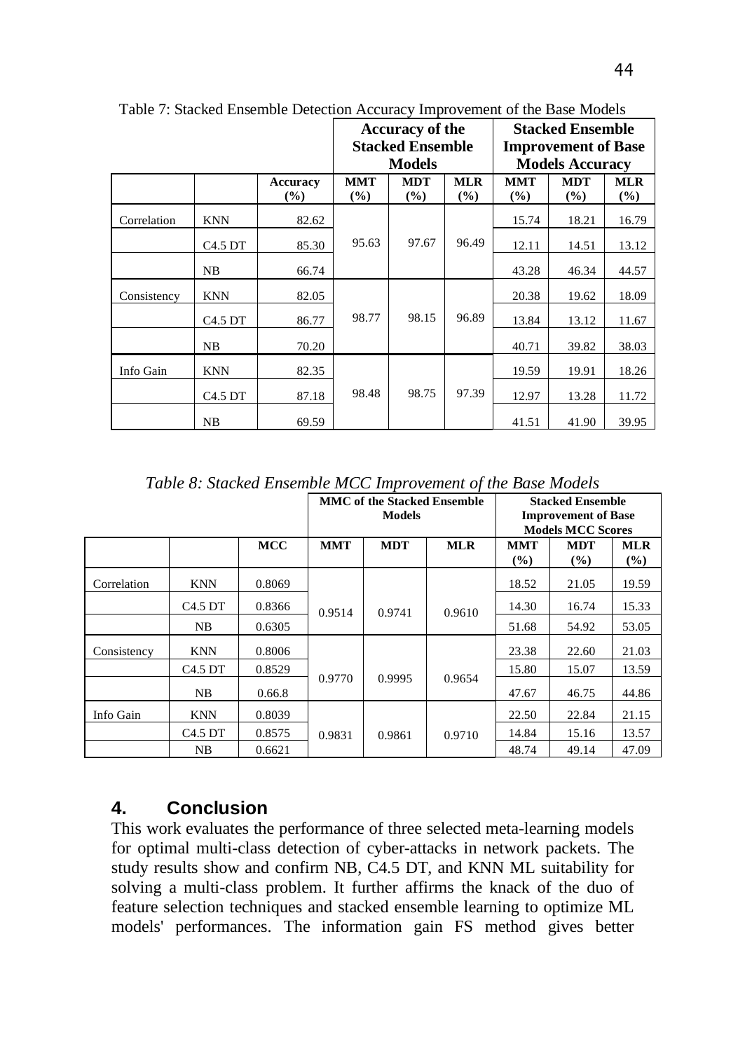Table 7: Stacked Ensemble Detection Accuracy Improvement of the Base Models

| | | | Accuracy of the Stacked Ensemble Models | | | Stacked Ensemble Improvement of Base Models Accuracy | | |
|---|---|---|---|---|---|---|---|---|
| | | Accuracy (%) | MMT (%) | MDT (%) | MLR (%) | MMT (%) | MDT (%) | MLR (%) |
| Correlation | KNN | 82.62 | 95.63 | 97.67 | 96.49 | 15.74 | 18.21 | 16.79 |
| | C4.5 DT | 85.30 | | | | 12.11 | 14.51 | 13.12 |
| | NB | 66.74 | | | | 43.28 | 46.34 | 44.57 |
| Consistency | KNN | 82.05 | 98.77 | 98.15 | 96.89 | 20.38 | 19.62 | 18.09 |
| | C4.5 DT | 86.77 | | | | 13.84 | 13.12 | 11.67 |
| | NB | 70.20 | | | | 40.71 | 39.82 | 38.03 |
| Info Gain | KNN | 82.35 | 98.48 | 98.75 | 97.39 | 19.59 | 19.91 | 18.26 |
| | C4.5 DT | 87.18 | | | | 12.97 | 13.28 | 11.72 |
| | NB | 69.59 | | | | 41.51 | 41.90 | 39.95 |

*Table 8: Stacked Ensemble MCC Improvement of the Base Models*

| | | | MMC of the Stacked Ensemble Models | | | Stacked Ensemble Improvement of Base Models MCC Scores | | |
|---|---|---|---|---|---|---|---|---|
| | | MCC | MMT | MDT | MLR | MMT (%) | MDT (%) | MLR (%) |
| Correlation | KNN | 0.8069 | 0.9514 | 0.9741 | 0.9610 | 18.52 | 21.05 | 19.59 |
| | C4.5 DT | 0.8366 | | | | 14.30 | 16.74 | 15.33 |
| | NB | 0.6305 | | | | 51.68 | 54.92 | 53.05 |
| Consistency | KNN | 0.8006 | 0.9770 | 0.9995 | 0.9654 | 23.38 | 22.60 | 21.03 |
| | C4.5 DT | 0.8529 | | | | 15.80 | 15.07 | 13.59 |
| | NB | 0.66.8 | | | | 47.67 | 46.75 | 44.86 |
| Info Gain | KNN | 0.8039 | 0.9831 | 0.9861 | 0.9710 | 22.50 | 22.84 | 21.15 |
| | C4.5 DT | 0.8575 | | | | 14.84 | 15.16 | 13.57 |
| | NB | 0.6621 | | | | 48.74 | 49.14 | 47.09 |

## 4. Conclusion

This work evaluates the performance of three selected meta-learning models for optimal multi-class detection of cyber-attacks in network packets. The study results show and confirm NB, C4.5 DT, and KNN ML suitability for solving a multi-class problem. It further affirms the knack of the duo of feature selection techniques and stacked ensemble learning to optimize ML models' performances. The information gain FS method gives better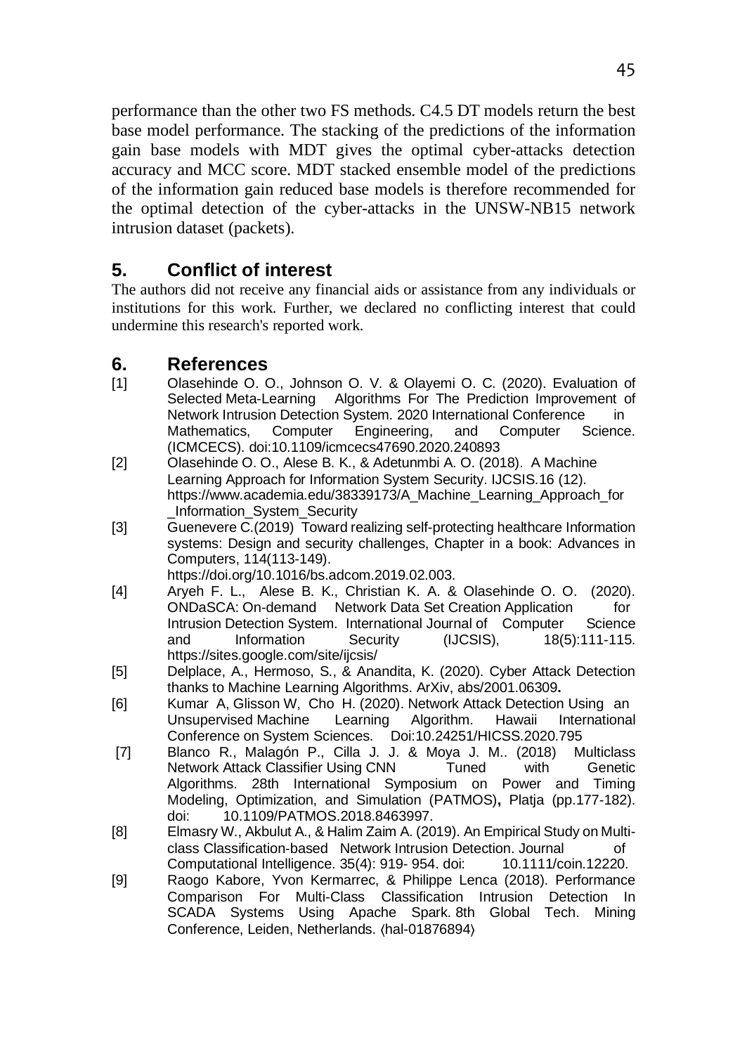performance than the other two FS methods. C4.5 DT models return the best base model performance. The stacking of the predictions of the information gain base models with MDT gives the optimal cyber-attacks detection accuracy and MCC score. MDT stacked ensemble model of the predictions of the information gain reduced base models is therefore recommended for the optimal detection of the cyber-attacks in the UNSW-NB15 network intrusion dataset (packets).

## 5. Conflict of interest

The authors did not receive any financial aids or assistance from any individuals or institutions for this work. Further, we declared no conflicting interest that could undermine this research's reported work.

## 6. References

[1] Olasehinde O. O., Johnson O. V. & Olayemi O. C. (2020). Evaluation of Selected Meta-Learning Algorithms For The Prediction Improvement of Network Intrusion Detection System. 2020 International Conference in Mathematics, Computer Engineering, and Computer Science. (ICMCECS). doi:10.1109/icmcecs47690.2020.240893

[2] Olasehinde O. O., Alese B. K., & Adetunmbi A. O. (2018). A Machine Learning Approach for Information System Security. IJCSIS.16 (12). https://www.academia.edu/38339173/A_Machine_Learning_Approach_for_Information_System_Security

[3] Guenevere C.(2019) Toward realizing self-protecting healthcare Information systems: Design and security challenges, Chapter in a book: Advances in Computers, 114(113-149). https://doi.org/10.1016/bs.adcom.2019.02.003.

[4] Aryeh F. L., Alese B. K., Christian K. A. & Olasehinde O. O. (2020). ONDaSCA: On-demand Network Data Set Creation Application for Intrusion Detection System. International Journal of Computer Science and Information Security (IJCSIS), 18(5):111-115. https://sites.google.com/site/ijcsis/

[5] Delplace, A., Hermoso, S., & Anandita, K. (2020). Cyber Attack Detection thanks to Machine Learning Algorithms. ArXiv, abs/2001.06309**.**

[6] Kumar A, Glisson W, Cho H. (2020). Network Attack Detection Using an Unsupervised Machine Learning Algorithm. Hawaii International Conference on System Sciences. Doi:10.24251/HICSS.2020.795

[7] Blanco R., Malagón P., Cilla J. J. & Moya J. M.. (2018) Multiclass Network Attack Classifier Using CNN Tuned with Genetic Algorithms. 28th International Symposium on Power and Timing Modeling, Optimization, and Simulation (PATMOS)**,** Platja (pp.177-182). doi: 10.1109/PATMOS.2018.8463997.

[8] Elmasry W., Akbulut A., & Halim Zaim A. (2019). An Empirical Study on Multi-class Classification-based Network Intrusion Detection. Journal of Computational Intelligence. 35(4): 919- 954. doi: 10.1111/coin.12220.

[9] Raogo Kabore, Yvon Kermarrec, & Philippe Lenca (2018). Performance Comparison For Multi-Class Classification Intrusion Detection In SCADA Systems Using Apache Spark. 8th Global Tech. Mining Conference, Leiden, Netherlands. ⟨hal-01876894⟩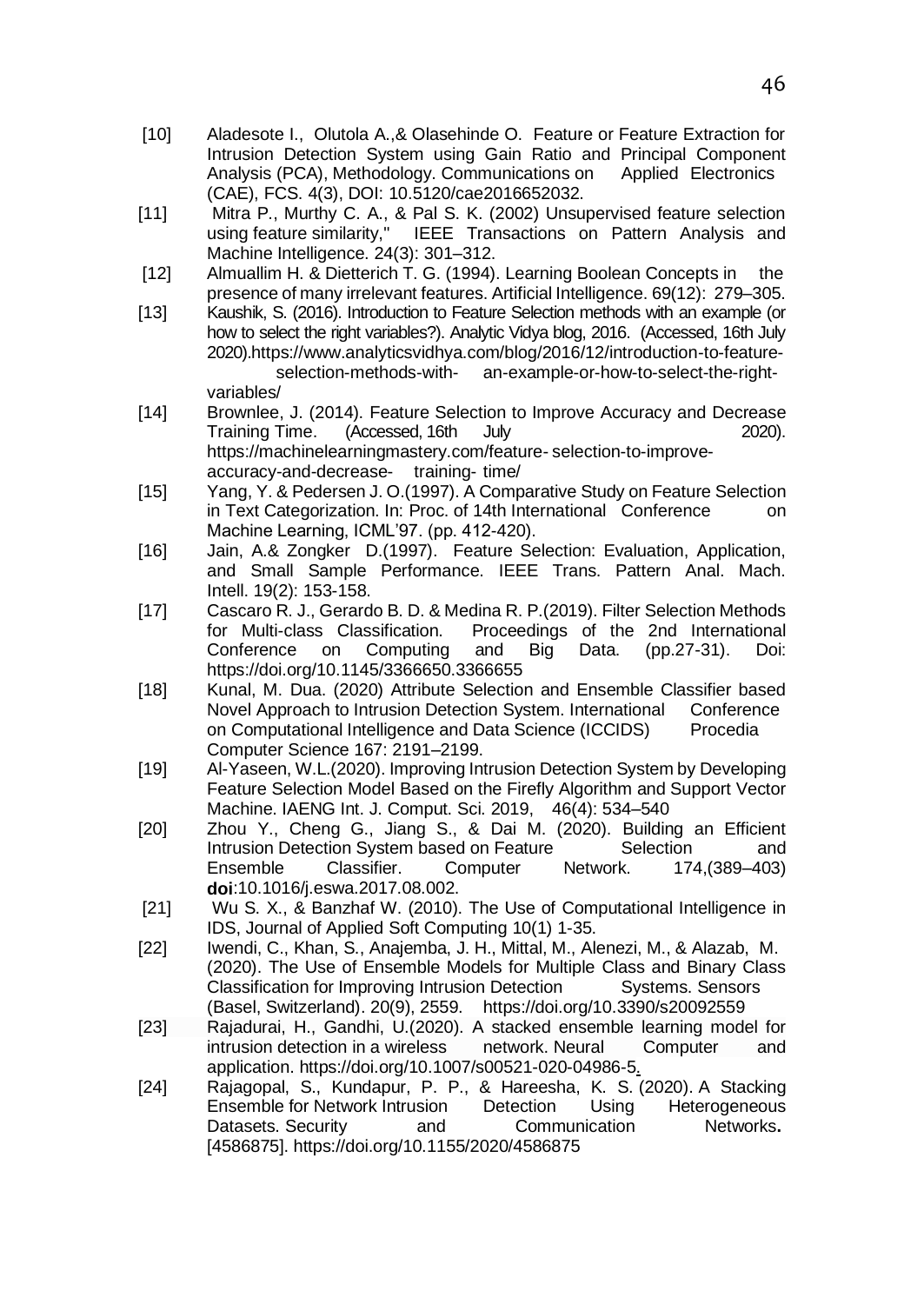[10] Aladesote I., Olutola A.,& Olasehinde O. Feature or Feature Extraction for Intrusion Detection System using Gain Ratio and Principal Component Analysis (PCA), Methodology. Communications on Applied Electronics (CAE), FCS. 4(3), DOI: 10.5120/cae2016652032.

[11] Mitra P., Murthy C. A., & Pal S. K. (2002) Unsupervised feature selection using feature similarity," IEEE Transactions on Pattern Analysis and Machine Intelligence. 24(3): 301–312.

[12] Almuallim H. & Dietterich T. G. (1994). Learning Boolean Concepts in the presence of many irrelevant features. Artificial Intelligence. 69(12): 279–305.

[13] Kaushik, S. (2016). Introduction to Feature Selection methods with an example (or how to select the right variables?). Analytic Vidya blog, 2016. (Accessed, 16th July 2020).https://www.analyticsvidhya.com/blog/2016/12/introduction-to-feature-selection-methods-with- an-example-or-how-to-select-the-right-variables/

[14] Brownlee, J. (2014). Feature Selection to Improve Accuracy and Decrease Training Time. (Accessed, 16th July 2020). https://machinelearningmastery.com/feature- selection-to-improve-accuracy-and-decrease- training- time/

[15] Yang, Y. & Pedersen J. O.(1997). A Comparative Study on Feature Selection in Text Categorization. In: Proc. of 14th International Conference on Machine Learning, ICML'97. (pp. 412-420).

[16] Jain, A.& Zongker D.(1997). Feature Selection: Evaluation, Application, and Small Sample Performance. IEEE Trans. Pattern Anal. Mach. Intell. 19(2): 153-158.

[17] Cascaro R. J., Gerardo B. D. & Medina R. P.(2019). Filter Selection Methods for Multi-class Classification. Proceedings of the 2nd International Conference on Computing and Big Data. (pp.27-31). Doi: https://doi.org/10.1145/3366650.3366655

[18] Kunal, M. Dua. (2020) Attribute Selection and Ensemble Classifier based Novel Approach to Intrusion Detection System. International Conference on Computational Intelligence and Data Science (ICCIDS) Procedia Computer Science 167: 2191–2199.

[19] Al-Yaseen, W.L.(2020). Improving Intrusion Detection System by Developing Feature Selection Model Based on the Firefly Algorithm and Support Vector Machine. IAENG Int. J. Comput. Sci. 2019, 46(4): 534–540

[20] Zhou Y., Cheng G., Jiang S., & Dai M. (2020). Building an Efficient Intrusion Detection System based on Feature Selection and Ensemble Classifier. Computer Network. 174,(389–403) **doi**:10.1016/j.eswa.2017.08.002.

[21] Wu S. X., & Banzhaf W. (2010). The Use of Computational Intelligence in IDS, Journal of Applied Soft Computing 10(1) 1-35.

[22] Iwendi, C., Khan, S., Anajemba, J. H., Mittal, M., Alenezi, M., & Alazab, M. (2020). The Use of Ensemble Models for Multiple Class and Binary Class Classification for Improving Intrusion Detection Systems. Sensors (Basel, Switzerland). 20(9), 2559. https://doi.org/10.3390/s20092559

[23] Rajadurai, H., Gandhi, U.(2020). A stacked ensemble learning model for intrusion detection in a wireless network. Neural Computer and application. https://doi.org/10.1007/s00521-020-04986-5.

[24] Rajagopal, S., Kundapur, P. P., & Hareesha, K. S. (2020). A Stacking Ensemble for Network Intrusion Detection Using Heterogeneous Datasets. Security and Communication Networks**.** [4586875]. https://doi.org/10.1155/2020/4586875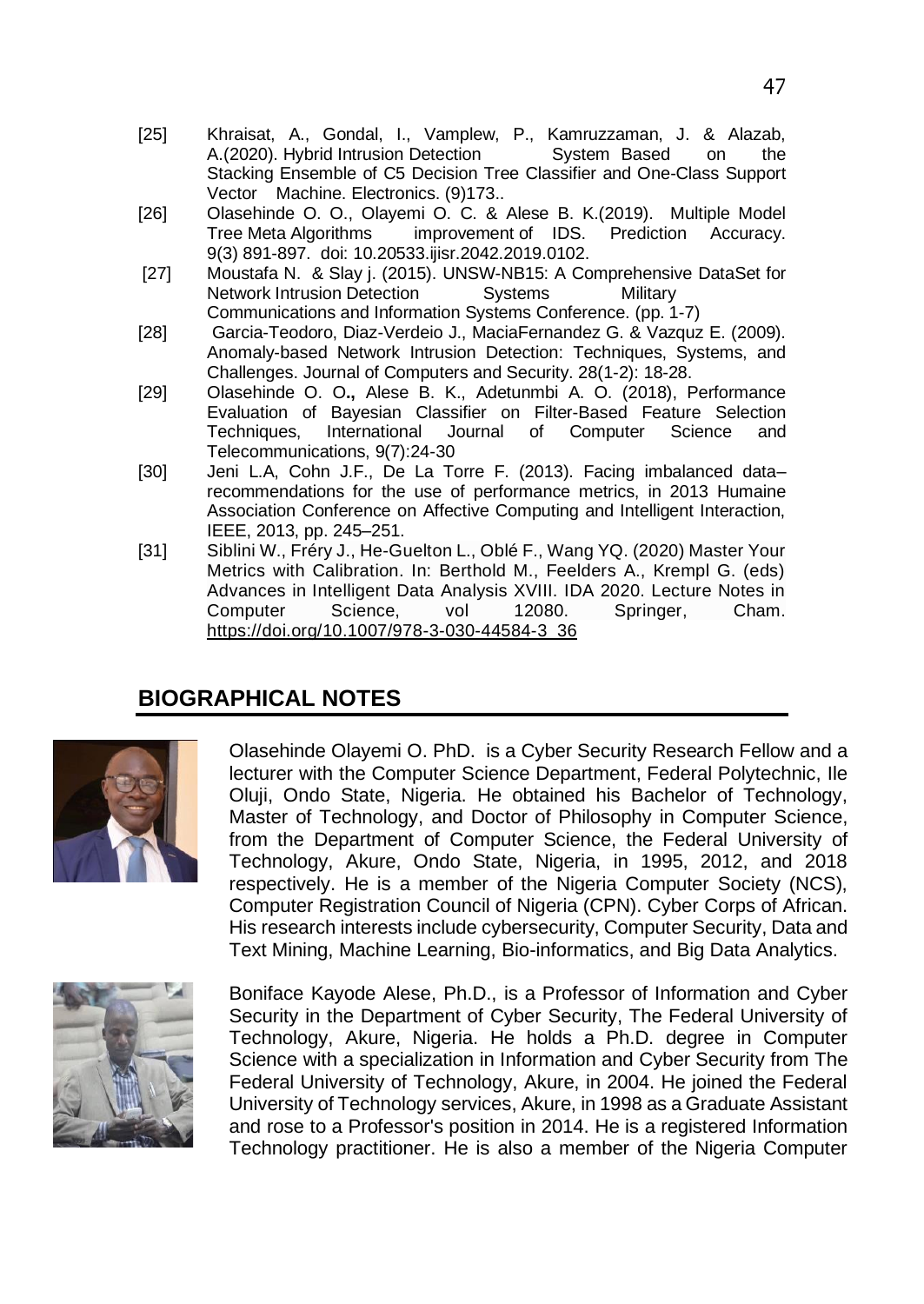[25] Khraisat, A., Gondal, I., Vamplew, P., Kamruzzaman, J. & Alazab, A.(2020). Hybrid Intrusion Detection System Based on the Stacking Ensemble of C5 Decision Tree Classifier and One-Class Support Vector Machine. Electronics. (9)173..

[26] Olasehinde O. O., Olayemi O. C. & Alese B. K.(2019). Multiple Model Tree Meta Algorithms improvement of IDS. Prediction Accuracy. 9(3) 891-897. doi: 10.20533.ijisr.2042.2019.0102.

[27] Moustafa N. & Slay j. (2015). UNSW-NB15: A Comprehensive DataSet for Network Intrusion Detection Systems Military Communications and Information Systems Conference. (pp. 1-7)

[28] Garcia-Teodoro, Diaz-Verdeio J., MaciaFernandez G. & Vazquz E. (2009). Anomaly-based Network Intrusion Detection: Techniques, Systems, and Challenges. Journal of Computers and Security. 28(1-2): 18-28.

[29] Olasehinde O. O**.,** Alese B. K., Adetunmbi A. O. (2018), Performance Evaluation of Bayesian Classifier on Filter-Based Feature Selection Techniques, International Journal of Computer Science and Telecommunications, 9(7):24-30

[30] Jeni L.A, Cohn J.F., De La Torre F. (2013). Facing imbalanced data– recommendations for the use of performance metrics, in 2013 Humaine Association Conference on Affective Computing and Intelligent Interaction, IEEE, 2013, pp. 245–251.

[31] Siblini W., Fréry J., He-Guelton L., Oblé F., Wang YQ. (2020) Master Your Metrics with Calibration. In: Berthold M., Feelders A., Krempl G. (eds) Advances in Intelligent Data Analysis XVIII. IDA 2020. Lecture Notes in Computer Science, vol 12080. Springer, Cham. https://doi.org/10.1007/978-3-030-44584-3_36

## BIOGRAPHICAL NOTES

Olasehinde Olayemi O. PhD. is a Cyber Security Research Fellow and a lecturer with the Computer Science Department, Federal Polytechnic, Ile Oluji, Ondo State, Nigeria. He obtained his Bachelor of Technology, Master of Technology, and Doctor of Philosophy in Computer Science, from the Department of Computer Science, the Federal University of Technology, Akure, Ondo State, Nigeria, in 1995, 2012, and 2018 respectively. He is a member of the Nigeria Computer Society (NCS), Computer Registration Council of Nigeria (CPN). Cyber Corps of African. His research interests include cybersecurity, Computer Security, Data and Text Mining, Machine Learning, Bio-informatics, and Big Data Analytics.

Boniface Kayode Alese, Ph.D., is a Professor of Information and Cyber Security in the Department of Cyber Security, The Federal University of Technology, Akure, Nigeria. He holds a Ph.D. degree in Computer Science with a specialization in Information and Cyber Security from The Federal University of Technology, Akure, in 2004. He joined the Federal University of Technology services, Akure, in 1998 as a Graduate Assistant and rose to a Professor's position in 2014. He is a registered Information Technology practitioner. He is also a member of the Nigeria Computer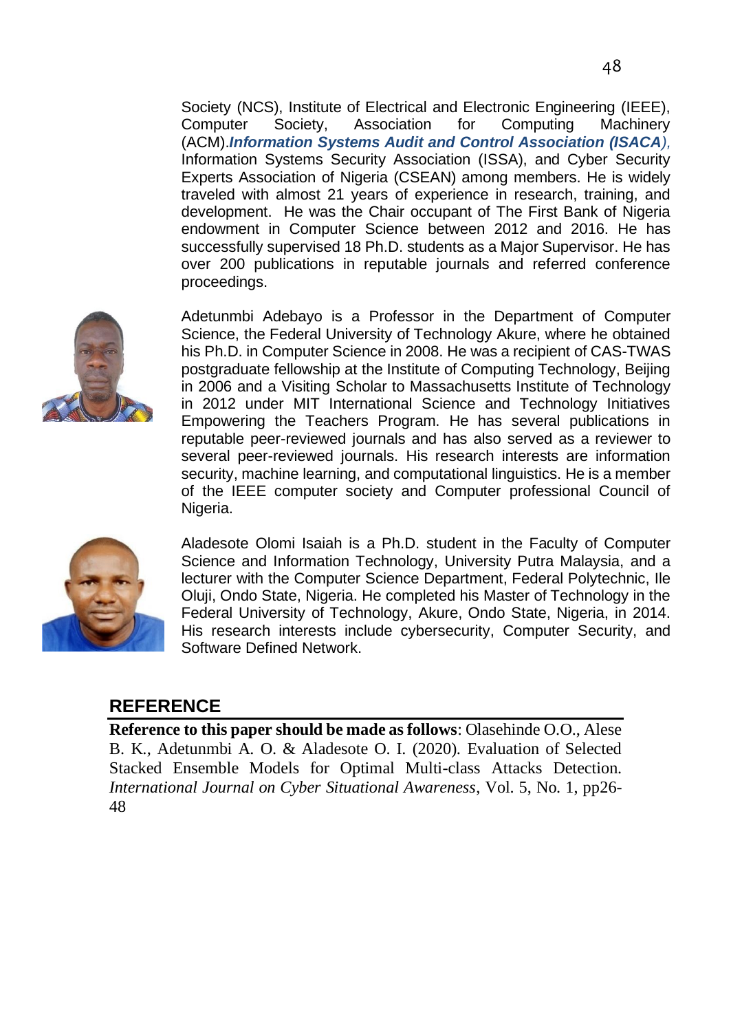Society (NCS), Institute of Electrical and Electronic Engineering (IEEE), Computer Society, Association for Computing Machinery (ACM).***Information Systems Audit and Control Association (ISACA),*** Information Systems Security Association (ISSA), and Cyber Security Experts Association of Nigeria (CSEAN) among members. He is widely traveled with almost 21 years of experience in research, training, and development. He was the Chair occupant of The First Bank of Nigeria endowment in Computer Science between 2012 and 2016. He has successfully supervised 18 Ph.D. students as a Major Supervisor. He has over 200 publications in reputable journals and referred conference proceedings.

Adetunmbi Adebayo is a Professor in the Department of Computer Science, the Federal University of Technology Akure, where he obtained his Ph.D. in Computer Science in 2008. He was a recipient of CAS-TWAS postgraduate fellowship at the Institute of Computing Technology, Beijing in 2006 and a Visiting Scholar to Massachusetts Institute of Technology in 2012 under MIT International Science and Technology Initiatives Empowering the Teachers Program. He has several publications in reputable peer-reviewed journals and has also served as a reviewer to several peer-reviewed journals. His research interests are information security, machine learning, and computational linguistics. He is a member of the IEEE computer society and Computer professional Council of Nigeria.

Aladesote Olomi Isaiah is a Ph.D. student in the Faculty of Computer Science and Information Technology, University Putra Malaysia, and a lecturer with the Computer Science Department, Federal Polytechnic, Ile Oluji, Ondo State, Nigeria. He completed his Master of Technology in the Federal University of Technology, Akure, Ondo State, Nigeria, in 2014. His research interests include cybersecurity, Computer Security, and Software Defined Network.

## REFERENCE

**Reference to this paper should be made as follows**: Olasehinde O.O., Alese B. K., Adetunmbi A. O. & Aladesote O. I. (2020). Evaluation of Selected Stacked Ensemble Models for Optimal Multi-class Attacks Detection. *International Journal on Cyber Situational Awareness*, Vol. 5, No. 1, pp26-48